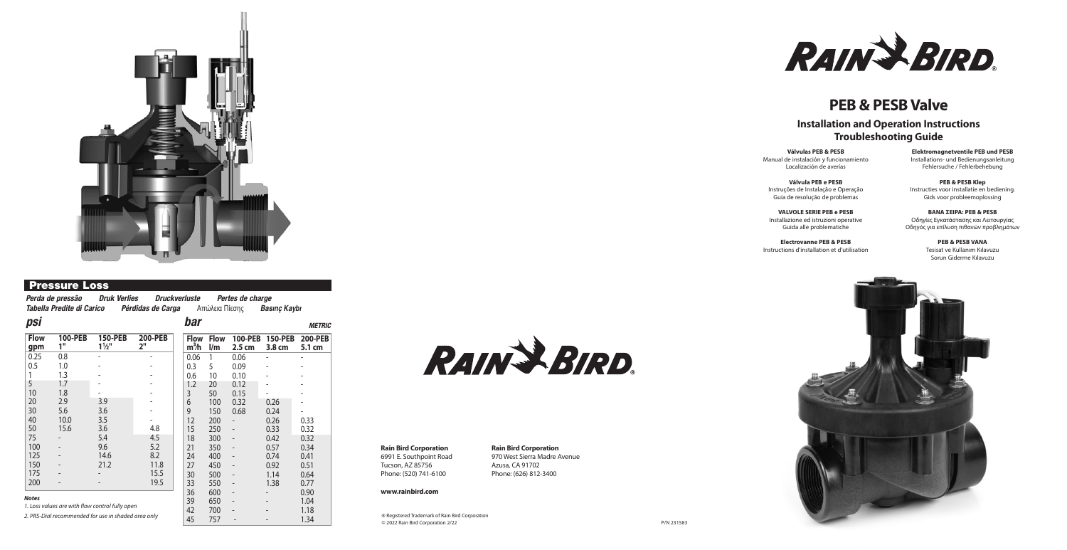# PEB & PESB Valve

## Installation and Operation Instructions
## Troubleshooting Guide

**Válvulas PEB & PESB**
Manual de instalación y funcionamiento
Localización de averías

**Válvula PEB e PESB**
Instruções de Instalação e Operação
Guia de resolução de problemas

**VALVOLE SERIE PEB e PESB**
Installazione ed istruzioni operative
Guida alle problematiche

**Electrovanne PEB & PESB**
Instructions d'installation et d'utilisation

**Elektromagnetventile PEB und PESB**
Installations- und Bedienungsanleitung
Fehlersuche / Fehlerbehebung

**PEB & PESB Klep**
Instructies voor installatie en bediening.
Gids voor probleemoplossing

**ΒΑΝΑ ΣΕΙΡΑ: PEB & PESB**
Οδηγίες Εγκατάστασης και Λειτουργίας
Οδηγός για επίλυση πιθανών προβλημάτων

**PEB & PESB VANA**
Tesisat ve Kullanım Kılavuzu
Sorun Giderme Kılavuzu

## Pressure Loss

*Perda de pressão* *Druk Verlies* *Druckverluste* *Pertes de charge*
*Tabella Predite di Carico* *Pérdidas de Carga* Απώλεια Πίεσης *Basınç Kaybı*

### psi

| Flow gpm | 100-PEB 1" | 150-PEB 1½" | 200-PEB 2" |
|---|---|---|---|
| 0.25 | 0.8 | - | - |
| 0.5 | 1.0 | - | - |
| 1 | 1.3 | - | - |
| 5 | 1.7 | - | - |
| 10 | 1.8 | - | - |
| 20 | 2.9 | 3.9 | - |
| 30 | 5.6 | 3.6 | - |
| 40 | 10.0 | 3.5 | - |
| 50 | 15.6 | 3.6 | 4.8 |
| 75 | - | 5.4 | 4.5 |
| 100 | - | 9.6 | 5.2 |
| 125 | - | 14.6 | 8.2 |
| 150 | - | 21.2 | 11.8 |
| 175 | - | - | 15.5 |
| 200 | - | - | 19.5 |

***Notes***

*1. Loss values are with flow control fully open*

*2. PRS-Dial recommended for use in shaded area only*

### bar

***METRIC***

| Flow $m^3/h$ | Flow l/m | 100-PEB 2.5 cm | 150-PEB 3.8 cm | 200-PEB 5.1 cm |
|---|---|---|---|---|
| 0.06 | 1 | 0.06 | - | - |
| 0.3 | 5 | 0.09 | - | - |
| 0.6 | 10 | 0.10 | - | - |
| 1.2 | 20 | 0.12 | - | - |
| 3 | 50 | 0.15 | - | - |
| 6 | 100 | 0.32 | 0.26 | - |
| 9 | 150 | 0.68 | 0.24 | - |
| 12 | 200 | - | 0.26 | 0.33 |
| 15 | 250 | - | 0.33 | 0.32 |
| 18 | 300 | - | 0.42 | 0.32 |
| 21 | 350 | - | 0.57 | 0.34 |
| 24 | 400 | - | 0.74 | 0.41 |
| 27 | 450 | - | 0.92 | 0.51 |
| 30 | 500 | - | 1.14 | 0.64 |
| 33 | 550 | - | 1.38 | 0.77 |
| 36 | 600 | - | - | 0.90 |
| 39 | 650 | - | - | 1.04 |
| 42 | 700 | - | - | 1.18 |
| 45 | 757 | - | - | 1.34 |

**Rain Bird Corporation**
6991 E. Southpoint Road
Tucson, AZ 85756
Phone: (520) 741-6100

**Rain Bird Corporation**
970 West Sierra Madre Avenue
Azusa, CA 91702
Phone: (626) 812-3400

**www.rainbird.com**

® Registered Trademark of Rain Bird Corporation
© 2022 Rain Bird Corporation 2/22

P/N 231583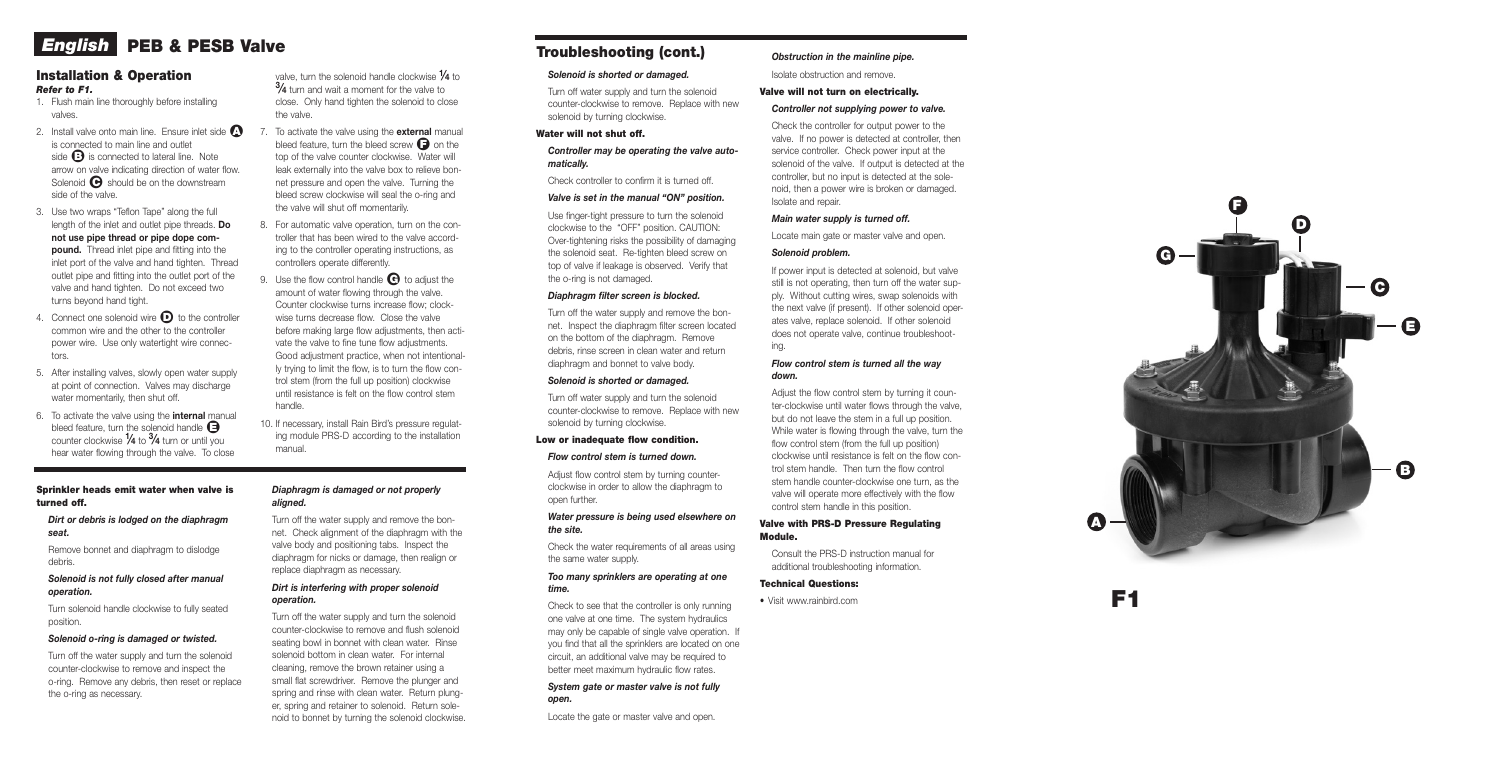# English PEB & PESB Valve

## Installation & Operation

***Refer to F1.***

1. Flush main line thoroughly before installing valves.
2. Install valve onto main line. Ensure inlet side **A** is connected to main line and outlet side **B** is connected to lateral line. Note arrow on valve indicating direction of water flow. Solenoid **C** should be on the downstream side of the valve.
3. Use two wraps "Teflon Tape" along the full length of the inlet and outlet pipe threads. **Do not use pipe thread or pipe dope compound.** Thread inlet pipe and fitting into the inlet port of the valve and hand tighten. Thread outlet pipe and fitting into the outlet port of the valve and hand tighten. Do not exceed two turns beyond hand tight.
4. Connect one solenoid wire **D** to the controller common wire and the other to the controller power wire. Use only watertight wire connectors.
5. After installing valves, slowly open water supply at point of connection. Valves may discharge water momentarily, then shut off.
6. To activate the valve using the **internal** manual bleed feature, turn the solenoid handle **E** counter clockwise ¼ to ¾ turn or until you hear water flowing through the valve. To close valve, turn the solenoid handle clockwise ¼ to ¾ turn and wait a moment for the valve to close. Only hand tighten the solenoid to close the valve.
7. To activate the valve using the **external** manual bleed feature, turn the bleed screw **F** on the top of the valve counter clockwise. Water will leak externally into the valve box to relieve bonnet pressure and open the valve. Turning the bleed screw clockwise will seal the o-ring and the valve will shut off momentarily.
8. For automatic valve operation, turn on the controller that has been wired to the valve according to the controller operating instructions, as controllers operate differently.
9. Use the flow control handle **G** to adjust the amount of water flowing through the valve. Counter clockwise turns increase flow; clockwise turns decrease flow. Close the valve before making large flow adjustments, then activate the valve to fine tune flow adjustments. Good adjustment practice, when not intentionally trying to limit the flow, is to turn the flow control stem (from the full up position) clockwise until resistance is felt on the flow control stem handle.
10. If necessary, install Rain Bird's pressure regulating module PRS-D according to the installation manual.

### Sprinkler heads emit water when valve is turned off.

***Dirt or debris is lodged on the diaphragm seat.***

Remove bonnet and diaphragm to dislodge debris.

***Solenoid is not fully closed after manual operation.***

Turn solenoid handle clockwise to fully seated position.

***Solenoid o-ring is damaged or twisted.***

Turn off the water supply and turn the solenoid counter-clockwise to remove and inspect the o-ring. Remove any debris, then reset or replace the o-ring as necessary.

***Diaphragm is damaged or not properly aligned.***

Turn off the water supply and remove the bonnet. Check alignment of the diaphragm with the valve body and positioning tabs. Inspect the diaphragm for nicks or damage, then realign or replace diaphragm as necessary.

***Dirt is interfering with proper solenoid operation.***

Turn off the water supply and turn the solenoid counter-clockwise to remove and flush solenoid seating bowl in bonnet with clean water. Rinse solenoid bottom in clean water. For internal cleaning, remove the brown retainer using a small flat screwdriver. Remove the plunger and spring and rinse with clean water. Return plunger, spring and retainer to solenoid. Return solenoid to bonnet by turning the solenoid clockwise.

## Troubleshooting (cont.)

***Solenoid is shorted or damaged.***

Turn off water supply and turn the solenoid counter-clockwise to remove. Replace with new solenoid by turning clockwise.

### Water will not shut off.

***Controller may be operating the valve automatically.***

Check controller to confirm it is turned off.

***Valve is set in the manual "ON" position.***

Use finger-tight pressure to turn the solenoid clockwise to the "OFF" position. CAUTION: Over-tightening risks the possibility of damaging the solenoid seat. Re-tighten bleed screw on top of valve if leakage is observed. Verify that the o-ring is not damaged.

***Diaphragm filter screen is blocked.***

Turn off the water supply and remove the bonnet. Inspect the diaphragm filter screen located on the bottom of the diaphragm. Remove debris, rinse screen in clean water and return diaphragm and bonnet to valve body.

***Solenoid is shorted or damaged.***

Turn off water supply and turn the solenoid counter-clockwise to remove. Replace with new solenoid by turning clockwise.

### Low or inadequate flow condition.

***Flow control stem is turned down.***

Adjust flow control stem by turning counter-clockwise in order to allow the diaphragm to open further.

***Water pressure is being used elsewhere on the site.***

Check the water requirements of all areas using the same water supply.

***Too many sprinklers are operating at one time.***

Check to see that the controller is only running one valve at one time. The system hydraulics may only be capable of single valve operation. If you find that all the sprinklers are located on one circuit, an additional valve may be required to better meet maximum hydraulic flow rates.

***System gate or master valve is not fully open.***

Locate the gate or master valve and open.

***Obstruction in the mainline pipe.***

Isolate obstruction and remove.

### Valve will not turn on electrically.

***Controller not supplying power to valve.***

Check the controller for output power to the valve. If no power is detected at controller, then service controller. Check power input at the solenoid of the valve. If output is detected at the controller, but no input is detected at the solenoid, then a power wire is broken or damaged. Isolate and repair.

***Main water supply is turned off.***

Locate main gate or master valve and open.

***Solenoid problem.***

If power input is detected at solenoid, but valve still is not operating, then turn off the water supply. Without cutting wires, swap solenoids with the next valve (if present). If other solenoid operates valve, replace solenoid. If other solenoid does not operate valve, continue troubleshooting.

***Flow control stem is turned all the way down.***

Adjust the flow control stem by turning it counter-clockwise until water flows through the valve, but do not leave the stem in a full up position. While water is flowing through the valve, turn the flow control stem (from the full up position) clockwise until resistance is felt on the flow control stem handle. Then turn the flow control stem handle counter-clockwise one turn, as the valve will operate more effectively with the flow control stem handle in this position.

### Valve with PRS-D Pressure Regulating Module.

Consult the PRS-D instruction manual for additional troubleshooting information.

### Technical Questions:

- Visit www.rainbird.com

F1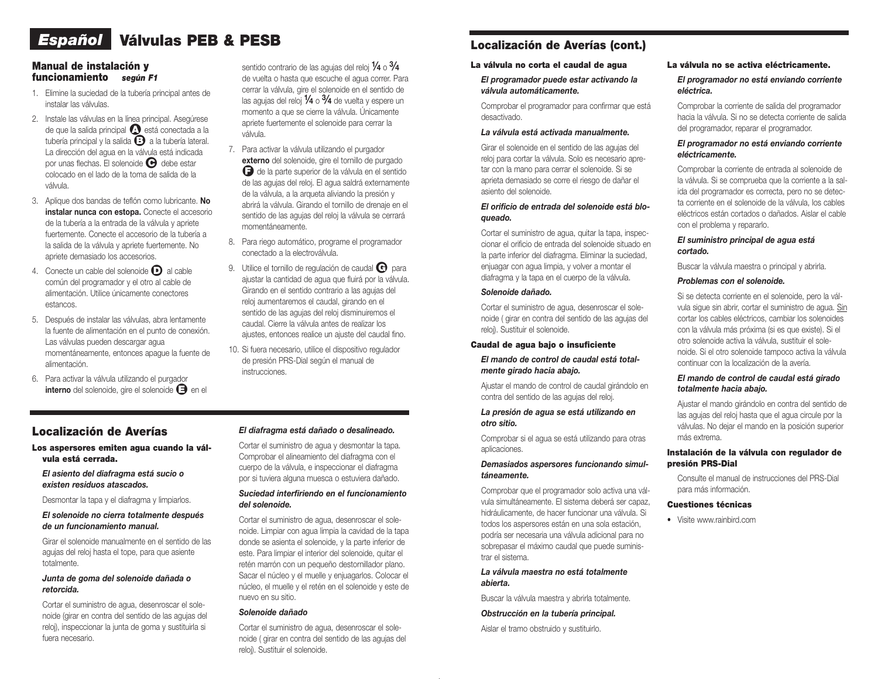# Español Válvulas PEB & PESB

## Manual de instalación y funcionamiento *según F1*

1. Elimine la suciedad de la tubería principal antes de instalar las válvulas.
2. Instale las válvulas en la línea principal. Asegúrese de que la salida principal **A** está conectada a la tubería principal y la salida **B** a la tubería lateral. La dirección del agua en la válvula está indicada por unas flechas. El solenoide **C** debe estar colocado en el lado de la toma de salida de la válvula.
3. Aplique dos bandas de teflón como lubricante. **No instalar nunca con estopa.** Conecte el accesorio de la tubería a la entrada de la válvula y apriete fuertemente. Conecte el accesorio de la tubería a la salida de la válvula y apriete fuertemente. No apriete demasiado los accesorios.
4. Conecte un cable del solenoide **D** al cable común del programador y el otro al cable de alimentación. Utilice únicamente conectores estancos.
5. Después de instalar las válvulas, abra lentamente la fuente de alimentación en el punto de conexión. Las válvulas pueden descargar agua momentáneamente, entonces apague la fuente de alimentación.
6. Para activar la válvula utilizando el purgador **interno** del solenoide, gire el solenoide **E** en el sentido contrario de las agujas del reloj ¼ o ¾ de vuelta o hasta que escuche el agua correr. Para cerrar la válvula, gire el solenoide en el sentido de las agujas del reloj ¼ o ¾ de vuelta y espere un momento a que se cierre la válvula. Únicamente apriete fuertemente el solenoide para cerrar la válvula.
7. Para activar la válvula utilizando el purgador **externo** del solenoide, gire el tornillo de purgado **F** de la parte superior de la válvula en el sentido de las agujas del reloj. El agua saldrá externamente de la válvula, a la arqueta aliviando la presión y abrirá la válvula. Girando el tornillo de drenaje en el sentido de las agujas del reloj la válvula se cerrará momentáneamente.
8. Para riego automático, programe el programador conectado a la electroválvula.
9. Utilice el tornillo de regulación de caudal **G** para ajustar la cantidad de agua que fluirá por la válvula. Girando en el sentido contrario a las agujas del reloj aumentaremos el caudal, girando en el sentido de las agujas del reloj disminuiremos el caudal. Cierre la válvula antes de realizar los ajustes, entonces realice un ajuste del caudal fino.
10. Si fuera necesario, utilice el dispositivo regulador de presión PRS-Dial según el manual de instrucciones.

## Localización de Averías

### Los aspersores emiten agua cuando la válvula está cerrada.

***El asiento del diafragma está sucio o existen residuos atascados.***

Desmontar la tapa y el diafragma y limpiarlos.

***El solenoide no cierra totalmente después de un funcionamiento manual.***

Girar el solenoide manualmente en el sentido de las agujas del reloj hasta el tope, para que asiente totalmente.

***Junta de goma del solenoide dañada o retorcida.***

Cortar el suministro de agua, desenroscar el solenoide (girar en contra del sentido de las agujas del reloj), inspeccionar la junta de goma y sustituirla si fuera necesario.

***El diafragma está dañado o desalineado.***

Cortar el suministro de agua y desmontar la tapa. Comprobar el alineamiento del diafragma con el cuerpo de la válvula, e inspeccionar el diafragma por si tuviera alguna muesca o estuviera dañado.

***Suciedad interfiriendo en el funcionamiento del solenoide.***

Cortar el suministro de agua, desenroscar el solenoide. Limpiar con agua limpia la cavidad de la tapa donde se asienta el solenoide, y la parte inferior de este. Para limpiar el interior del solenoide, quitar el retén marrón con un pequeño destornillador plano. Sacar el núcleo y el muelle y enjuagarlos. Colocar el núcleo, el muelle y el retén en el solenoide y este de nuevo en su sitio.

***Solenoide dañado***

Cortar el suministro de agua, desenroscar el solenoide ( girar en contra del sentido de las agujas del reloj). Sustituir el solenoide.

## Localización de Averías (cont.)

### La válvula no corta el caudal de agua

***El programador puede estar activando la válvula automáticamente.***

Comprobar el programador para confirmar que está desactivado.

***La válvula está activada manualmente.***

Girar el solenoide en el sentido de las agujas del reloj para cortar la válvula. Solo es necesario apretar con la mano para cerrar el solenoide. Si se aprieta demasiado se corre el riesgo de dañar el asiento del solenoide.

***El orificio de entrada del solenoide está bloqueado.***

Cortar el suministro de agua, quitar la tapa, inspeccionar el orificio de entrada del solenoide situado en la parte inferior del diafragma. Eliminar la suciedad, enjuagar con agua limpia, y volver a montar el diafragma y la tapa en el cuerpo de la válvula.

***Solenoide dañado.***

Cortar el suministro de agua, desenroscar el solenoide ( girar en contra del sentido de las agujas del reloj). Sustituir el solenoide.

### Caudal de agua bajo o insuficiente

***El mando de control de caudal está totalmente girado hacia abajo.***

Ajustar el mando de control de caudal girándolo en contra del sentido de las agujas del reloj.

***La presión de agua se está utilizando en otro sitio.***

Comprobar si el agua se está utilizando para otras aplicaciones.

***Demasiados aspersores funcionando simultáneamente.***

Comprobar que el programador solo activa una válvula simultáneamente. El sistema deberá ser capaz, hidráulicamente, de hacer funcionar una válvula. Si todos los aspersores están en una sola estación, podría ser necesaria una válvula adicional para no sobrepasar el máximo caudal que puede suministrar el sistema.

***La válvula maestra no está totalmente abierta.***

Buscar la válvula maestra y abrirla totalmente.

***Obstrucción en la tubería principal.***

Aislar el tramo obstruido y sustituirlo.

### La válvula no se activa eléctricamente.

***El programador no está enviando corriente eléctrica.***

Comprobar la corriente de salida del programador hacia la válvula. Si no se detecta corriente de salida del programador, reparar el programador.

***El programador no está enviando corriente eléctricamente.***

Comprobar la corriente de entrada al solenoide de la válvula. Si se comprueba que la corriente a la salida del programador es correcta, pero no se detecta corriente en el solenoide de la válvula, los cables eléctricos están cortados o dañados. Aislar el cable con el problema y repararlo.

***El suministro principal de agua está cortado.***

Buscar la válvula maestra o principal y abrirla.

***Problemas con el solenoide.***

Si se detecta corriente en el solenoide, pero la válvula sigue sin abrir, cortar el suministro de agua. Sin cortar los cables eléctricos, cambiar los solenoides con la válvula más próxima (si es que existe). Si el otro solenoide activa la válvula, sustituir el solenoide. Si el otro solenoide tampoco activa la válvula continuar con la localización de la avería.

***El mando de control de caudal está girado totalmente hacia abajo.***

Ajustar el mando girándolo en contra del sentido de las agujas del reloj hasta que el agua circule por la válvulas. No dejar el mando en la posición superior más extrema.

### Instalación de la válvula con regulador de presión PRS-Dial

Consulte el manual de instrucciones del PRS-Dial para más información.

### Cuestiones técnicas

- Visite www.rainbird.com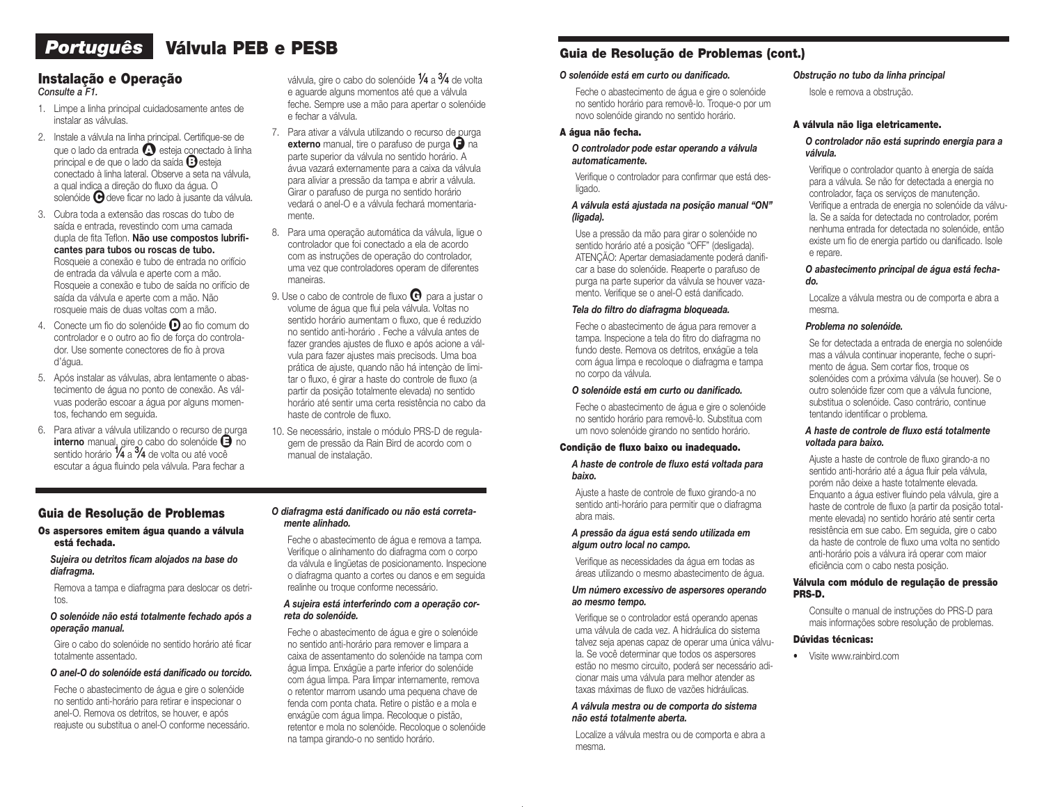# Português Válvula PEB e PESB

## Instalação e Operação

*Consulte a F1.*

1. Limpe a linha principal cuidadosamente antes de instalar as válvulas.
2. Instale a válvula na linha principal. Certifique-se de que o lado da entrada **A** esteja conectado à linha principal e de que o lado da saída **B** esteja conectado à linha lateral. Observe a seta na válvula, a qual indica a direção do fluxo da água. O solenóide **C** deve ficar no lado à jusante da válvula.
3. Cubra toda a extensão das roscas do tubo de saída e entrada, revestindo com uma camada dupla de fita Teflon. **Não use compostos lubrificantes para tubos ou roscas de tubo.** Rosqueie a conexão e tubo de entrada no orifício de entrada da válvula e aperte com a mão. Rosqueie a conexão e tubo de saída no orifício de saída da válvula e aperte com a mão. Não rosqueie mais de duas voltas com a mão.
4. Conecte um fio do solenóide **D** ao fio comum do controlador e o outro ao fio de força do controlador. Use somente conectores de fio à prova d'água.
5. Após instalar as válvulas, abra lentamente o abastecimento de água no ponto de conexão. As válvuas poderão escoar a água por alguns momentos, fechando em seguida.
6. Para ativar a válvula utilizando o recurso de purga **interno** manual, gire o cabo do solenóide **E** no sentido horário ¼ a ¾ de volta ou até você escutar a água fluindo pela válvula. Para fechar a válvula, gire o cabo do solenóide ¼ a ¾ de volta e aguarde alguns momentos até que a válvula feche. Sempre use a mão para apertar o solenóide e fechar a válvula.
7. Para ativar a válvula utilizando o recurso de purga **externo** manual, tire o parafuso de purga **F** na parte superior da válvula no sentido horário. A ávua vazará externamente para a caixa da válvula para aliviar a pressão da tampa e abrir a válvula. Girar o parafuso de purga no sentido horário vedará o anel-O e a válvula fechará momentariamente.
8. Para uma operação automática da válvula, ligue o controlador que foi conectado a ela de acordo com as instruções de operação do controlador, uma vez que controladores operam de diferentes maneiras.
9. Use o cabo de controle de fluxo **G** para a justar o volume de água que flui pela válvula. Voltas no sentido horário aumentam o fluxo, que é reduzido no sentido anti-horário . Feche a válvula antes de fazer grandes ajustes de fluxo e após acione a válvula para fazer ajustes mais precisods. Uma boa prática de ajuste, quando não há intenção de limitar o fluxo, é girar a haste do controle de fluxo (a partir da posição totalmente elevada) no sentido horário até sentir uma certa resistência no cabo da haste de controle de fluxo.
10. Se necessário, instale o módulo PRS-D de regulagem de pressão da Rain Bird de acordo com o manual de instalação.

## Guia de Resolução de Problemas

### Os aspersores emitem água quando a válvula está fechada.

***Sujeira ou detritos ficam alojados na base do diafragma.***

Remova a tampa e diafragma para deslocar os detritos.

***O solenóide não está totalmente fechado após a operação manual.***

Gire o cabo do solenóide no sentido horário até ficar totalmente assentado.

***O anel-O do solenóide está danificado ou torcido.***

Feche o abastecimento de água e gire o solenóide no sentido anti-horário para retirar e inspecionar o anel-O. Remova os detritos, se houver, e após reajuste ou substitua o anel-O conforme necessário.

***O diafragma está danificado ou não está corretamente alinhado.***

Feche o abastecimento de água e remova a tampa. Verifique o alinhamento do diafragma com o corpo da válvula e lingüetas de posicionamento. Inspecione o diafragma quanto a cortes ou danos e em seguida realinhe ou troque conforme necessário.

***A sujeira está interferindo com a operação correta do solenóide.***

Feche o abastecimento de água e gire o solenóide no sentido anti-horário para remover e limpar a caixa de assentamento do solenóide na tampa com água limpa. Enxágüe a parte inferior do solenóide com água limpa. Para limpar internamente, remova o retentor marrom usando uma pequena chave de fenda com ponta chata. Retire o pistão e a mola e enxágüe com água limpa. Recoloque o pistão, retentor e mola no solenóide. Recoloque o solenóide na tampa girando-o no sentido horário.

## Guia de Resolução de Problemas (cont.)

***O solenóide está em curto ou danificado.***

Feche o abastecimento de água e gire o solenóide no sentido horário para removê-lo. Troque-o por um novo solenóide girando no sentido horário.

### A água não fecha.

***O controlador pode estar operando a válvula automaticamente.***

Verifique o controlador para confirmar que está desligado.

***A válvula está ajustada na posição manual "ON" (ligada).***

Use a pressão da mão para girar o solenóide no sentido horário até a posição "OFF" (desligada). ATENÇÃO: Apertar demasiadamente poderá danificar a base do solenóide. Reaperte o parafuso de purga na parte superior da válvula se houver vazamento. Verifique se o anel-O está danificado.

***Tela do filtro do diafragma bloqueada.***

Feche o abastecimento de água para remover a tampa. Inspecione a tela do fitro do diafragma no fundo deste. Remova os detritos, enxágüe a tela com água limpa e recoloque o diafragma e tampa no corpo da válvula.

***O solenóide está em curto ou danificado.***

Feche o abastecimento de água e gire o solenóide no sentido horário para removê-lo. Substitua com um novo solenóide girando no sentido horário.

### Condição de fluxo baixo ou inadequado.

***A haste de controle de fluxo está voltada para baixo.***

Ajuste a haste de controle de fluxo girando-a no sentido anti-horário para permitir que o diafragma abra mais.

***A pressão da água está sendo utilizada em algum outro local no campo.***

Verifique as necessidades da água em todas as áreas utilizando o mesmo abastecimento de água.

***Um número excessivo de aspersores operando ao mesmo tempo.***

Verifique se o controlador está operando apenas uma válvula de cada vez. A hidráulica do sistema talvez seja apenas capaz de operar uma única válvula. Se você determinar que todos os aspersores estão no mesmo circuito, poderá ser necessário adicionar mais uma válvula para melhor atender as taxas máximas de fluxo de vazões hidráulicas.

***A válvula mestra ou de comporta do sistema não está totalmente aberta.***

Localize a válvula mestra ou de comporta e abra a mesma.

***Obstrução no tubo da linha principal***

Isole e remova a obstrução.

### A válvula não liga eletricamente.

***O controlador não está suprindo energia para a válvula.***

Verifique o controlador quanto à energia de saída para a válvula. Se não for detectada a energia no controlador, faça os serviços de manutenção. Verifique a entrada de energia no solenóide da válvula. Se a saída for detectada no controlador, porém nenhuma entrada for detectada no solenóide, então existe um fio de energia partido ou danificado. Isole e repare.

***O abastecimento principal de água está fechado.***

Localize a válvula mestra ou de comporta e abra a mesma.

***Problema no solenóide.***

Se for detectada a entrada de energia no solenóide mas a válvula continuar inoperante, feche o suprimento de água. Sem cortar fios, troque os solenóides com a próxima válvula (se houver). Se o outro solenóide fizer com que a válvula funcione, substitua o solenóide. Caso contrário, continue tentando identificar o problema.

***A haste de controle de fluxo está totalmente voltada para baixo.***

Ajuste a haste de controle de fluxo girando-a no sentido anti-horário até a água fluir pela válvula, porém não deixe a haste totalmente elevada. Enquanto a água estiver fluindo pela válvula, gire a haste de controle de fluxo (a partir da posição totalmente elevada) no sentido horário até sentir certa resistência em sue cabo. Em seguida, gire o cabo da haste de controle de fluxo uma volta no sentido anti-horário pois a válvura irá operar com maior eficiência com o cabo nesta posição.

### Válvula com módulo de regulação de pressão PRS-D.

Consulte o manual de instruções do PRS-D para mais informações sobre resolução de problemas.

### Dúvidas técnicas:

- Visite www.rainbird.com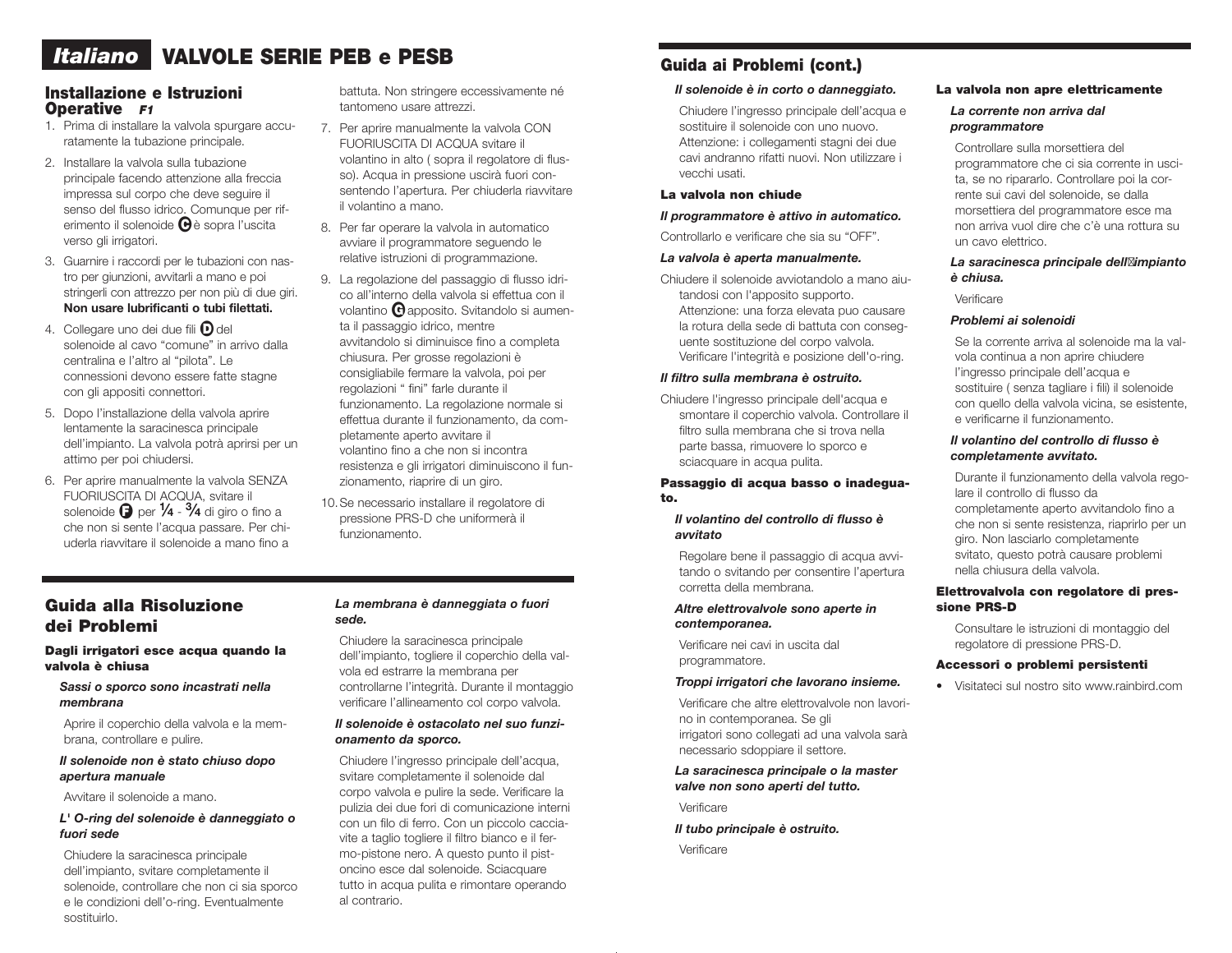# Italiano VALVOLE SERIE PEB e PESB

## Installazione e Istruzioni Operative *F1*

1. Prima di installare la valvola spurgare accuratamente la tubazione principale.
2. Installare la valvola sulla tubazione principale facendo attenzione alla freccia impressa sul corpo che deve seguire il senso del flusso idrico. Comunque per riferimento il solenoide **C** è sopra l'uscita verso gli irrigatori.
3. Guarnire i raccordi per le tubazioni con nastro per giunzioni, avvitarli a mano e poi stringerli con attrezzo per non più di due giri. **Non usare lubrificanti o tubi filettati.**
4. Collegare uno dei due fili **D** del solenoide al cavo "comune" in arrivo dalla centralina e l'altro al "pilota". Le connessioni devono essere fatte stagne con gli appositi connettori.
5. Dopo l'installazione della valvola aprire lentamente la saracinesca principale dell'impianto. La valvola potrà aprirsi per un attimo per poi chiudersi.
6. Per aprire manualmente la valvola SENZA FUORIUSCITA DI ACQUA, svitare il solenoide **F** per ¼ - ¾ di giro o fino a che non si sente l'acqua passare. Per chiuderla riavvitare il solenoide a mano fino a battuta. Non stringere eccessivamente né tantomeno usare attrezzi.
7. Per aprire manualmente la valvola CON FUORIUSCITA DI ACQUA svitare il volantino in alto ( sopra il regolatore di flusso). Acqua in pressione uscirà fuori consentendo l'apertura. Per chiuderla riavvitare il volantino a mano.
8. Per far operare la valvola in automatico avviare il programmatore seguendo le relative istruzioni di programmazione.
9. La regolazione del passaggio di flusso idrico all'interno della valvola si effettua con il volantino **G** apposito. Svitandolo si aumenta il passaggio idrico, mentre avvitandolo si diminuisce fino a completa chiusura. Per grosse regolazioni è consigliabile fermare la valvola, poi per regolazioni " fini" farle durante il funzionamento. La regolazione normale si effettua durante il funzionamento, da completamente aperto avvitare il volantino fino a che non si incontra resistenza e gli irrigatori diminuiscono il funzionamento, riaprire di un giro.
10. Se necessario installare il regolatore di pressione PRS-D che uniformerà il funzionamento.

## Guida alla Risoluzione dei Problemi

### Dagli irrigatori esce acqua quando la valvola è chiusa

***Sassi o sporco sono incastrati nella membrana***

Aprire il coperchio della valvola e la membrana, controllare e pulire.

***Il solenoide non è stato chiuso dopo apertura manuale***

Avvitare il solenoide a mano.

***L' O-ring del solenoide è danneggiato o fuori sede***

Chiudere la saracinesca principale dell'impianto, svitare completamente il solenoide, controllare che non ci sia sporco e le condizioni dell'o-ring. Eventualmente sostituirlo.

***La membrana è danneggiata o fuori sede.***

Chiudere la saracinesca principale dell'impianto, togliere il coperchio della valvola ed estrarre la membrana per controllarne l'integrità. Durante il montaggio verificare l'allineamento col corpo valvola.

***Il solenoide è ostacolato nel suo funzionamento da sporco.***

Chiudere l'ingresso principale dell'acqua, svitare completamente il solenoide dal corpo valvola e pulire la sede. Verificare la pulizia dei due fori di comunicazione interni con un filo di ferro. Con un piccolo cacciavite a taglio togliere il filtro bianco e il fermo-pistone nero. A questo punto il pistoncino esce dal solenoide. Sciacquare tutto in acqua pulita e rimontare operando al contrario.

## Guida ai Problemi (cont.)

***Il solenoide è in corto o danneggiato.***

Chiudere l'ingresso principale dell'acqua e sostituire il solenoide con uno nuovo. Attenzione: i collegamenti stagni dei due cavi andranno rifatti nuovi. Non utilizzare i vecchi usati.

### La valvola non chiude

***Il programmatore è attivo in automatico.***

Controllarlo e verificare che sia su "OFF".

***La valvola è aperta manualmente.***

Chiudere il solenoide avviotandolo a mano aiutandosi con l'apposito supporto. Attenzione: una forza elevata puo causare la rotura della sede di battuta con conseguente sostituzione del corpo valvola. Verificare l'integrità e posizione dell'o-ring.

***Il filtro sulla membrana è ostruito.***

Chiudere l'ingresso principale dell'acqua e smontare il coperchio valvola. Controllare il filtro sulla membrana che si trova nella parte bassa, rimuovere lo sporco e sciacquare in acqua pulita.

### Passaggio di acqua basso o inadeguato.

***Il volantino del controllo di flusso è avvitato***

Regolare bene il passaggio di acqua avvitando o svitando per consentire l'apertura corretta della membrana.

***Altre elettrovalvole sono aperte in contemporanea.***

Verificare nei cavi in uscita dal programmatore.

***Troppi irrigatori che lavorano insieme.***

Verificare che altre elettrovalvole non lavorino in contemporanea. Se gli irrigatori sono collegati ad una valvola sarà necessario sdoppiare il settore.

***La saracinesca principale o la master valve non sono aperti del tutto.***

Verificare

***Il tubo principale è ostruito.***

Verificare

### La valvola non apre elettricamente

***La corrente non arriva dal programmatore***

Controllare sulla morsettiera del programmatore che ci sia corrente in uscita, se no ripararlo. Controllare poi la corrente sui cavi del solenoide, se dalla morsettiera del programmatore esce ma non arriva vuol dire che c'è una rottura su un cavo elettrico.

***La saracinesca principale dell'impianto è chiusa.***

Verificare

***Problemi ai solenoidi***

Se la corrente arriva al solenoide ma la valvola continua a non aprire chiudere l'ingresso principale dell'acqua e sostituire ( senza tagliare i fili) il solenoide con quello della valvola vicina, se esistente, e verificarne il funzionamento.

***Il volantino del controllo di flusso è completamente avvitato.***

Durante il funzionamento della valvola regolare il controllo di flusso da completamente aperto avvitandolo fino a che non si sente resistenza, riaprirlo per un giro. Non lasciarlo completamente svitato, questo potrà causare problemi nella chiusura della valvola.

### Elettrovalvola con regolatore di pressione PRS-D

Consultare le istruzioni di montaggio del regolatore di pressione PRS-D.

### Accessori o problemi persistenti

- Visitateci sul nostro sito www.rainbird.com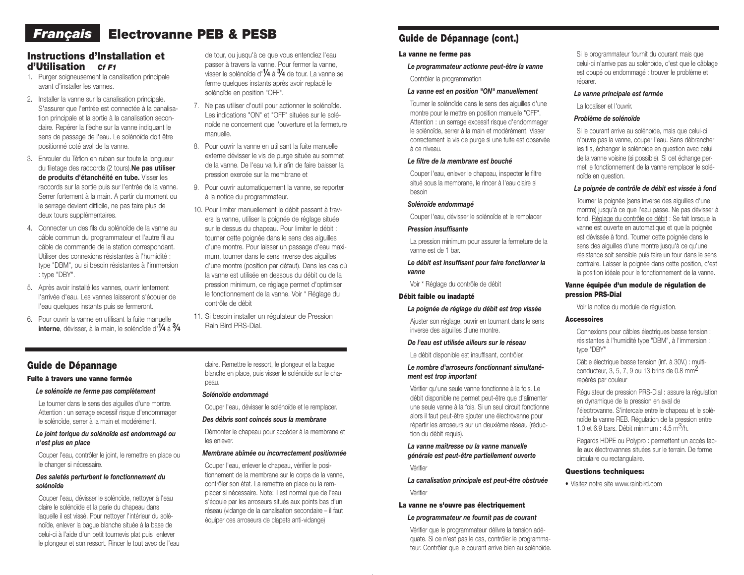# *Français* Electrovanne PEB & PESB

## Instructions d'Installation et d'Utilisation *Cf F1*

1. Purger soigneusement la canalisation principale avant d'installer les vannes.
2. Installer la vanne sur la canalisation principale. S'assurer que l'entrée est connectée à la canalisation principale et la sortie à la canalisation secondaire. Repérer la flèche sur la vanne indiquant le sens de passage de l'eau. Le solénoïde doit être positionné coté aval de la vanne.
3. Enrouler du Téflon en ruban sur toute la longueur du filetage des raccords (2 tours). **Ne pas utiliser de produits d'étanchéité en tube.** Visser les raccords sur la sortie puis sur l'entrée de la vanne. Serrer fortement à la main. A partir du moment ou le serrage devient difficile, ne pas faire plus de deux tours supplémentaires.
4. Connecter un des fils du solénoïde de la vanne au câble commun du programmateur et l'autre fil au câble de commande de la station correspondant. Utiliser des connexions résistantes à l'humidité : type "DBM", ou si besoin résistantes à l'immersion : type "DBY".
5. Après avoir installé les vannes, ouvrir lentement l'arrivée d'eau. Les vannes laisseront s'écouler de l'eau quelques instants puis se fermeront.
6. Pour ouvrir la vanne en utilisant la fuite manuelle **interne**, dévisser, à la main, le solénoïde d'¼ á ¾ de tour, ou jusqu'à ce que vous entendiez l'eau passer à travers la vanne. Pour fermer la vanne, visser le solénoïde d'¼ á ¾ de tour. La vanne se ferme quelques instants après avoir replacé le solénoïde en position "OFF".
7. Ne pas utiliser d'outil pour actionner le solénoïde. Les indications "ON" et "OFF" situées sur le solénoïde ne concernent que l'ouverture et la fermeture manuelle.
8. Pour ouvrir la vanne en utilisant la fuite manuelle externe dévisser le vis de purge située au sommet de la vanne. De l'eau va fuir afin de faire baisser la pression exercée sur la membrane et
9. Pour ouvrir automatiquement la vanne, se reporter à la notice du programmateur.
10. Pour limiter manuellement le débit passant à travers la vanne, utiliser la poignée de réglage située sur le dessus du chapeau. Pour limiter le débit : tourner cette poignée dans le sens des aiguilles d'une montre. Pour laisser un passage d'eau maximum, tourner dans le sens inverse des aiguilles d'une montre (position par défaut). Dans les cas où la vanne est utilisée en dessous du débit ou de la pression minimum, ce réglage permet d'optimiser le fonctionnement de la vanne. Voir * Réglage du contrôle de débit
11. Si besoin installer un régulateur de Pression Rain Bird PRS-Dial.

## Guide de Dépannage

### Fuite à travers une vanne fermée

***Le solénoïde ne ferme pas complètement***

Le tourner dans le sens des aiguilles d'une montre. Attention : un serrage excessif risque d'endommager le solénoïde, serrer à la main et modérément.

***Le joint torique du solénoïde est endommagé ou n'est plus en place***

Couper l'eau, contrôler le joint, le remettre en place ou le changer si nécessaire.

***Des saletés perturbent le fonctionnement du solénoïde***

Couper l'eau, dévisser le solénoïde, nettoyer à l'eau claire le solénoïde et la parie du chapeau dans laquelle il est vissé. Pour nettoyer l'intérieur du solénoïde, enlever la bague blanche située à la base de celui-ci à l'aide d'un petit tournevis plat puis enlever le plongeur et son ressort. Rincer le tout avec de l'eau claire. Remettre le ressort, le plongeur et la bague blanche en place, puis visser le solénoïde sur le chapeau.

***Solénoïde endommagé***

Couper l'eau, dévisser le solénoïde et le remplacer.

***Des débris sont coincés sous la membrane***

Démonter le chapeau pour accéder à la membrane et les enlever.

***Membrane abîmée ou incorrectement positionnée***

Couper l'eau, enlever le chapeau, vérifier le positionnement de la membrane sur le corps de la vanne, contrôler son état. La remettre en place ou la remplacer si nécessaire. Note: il est normal que de l'eau s'écoule par les arroseurs situés aux points bas d'un réseau (vidange de la canalisation secondaire – il faut équiper ces arroseurs de clapets anti-vidange)

## Guide de Dépannage (cont.)

### La vanne ne ferme pas

***Le programmateur actionne peut-être la vanne***

Contrôler la programmation

***La vanne est en position "ON" manuellement***

Tourner le solénoïde dans le sens des aiguilles d'une montre pour le mettre en position manuelle "OFF". Attention : un serrage excessif risque d'endommager le solénoïde, serrer à la main et modérément. Visser correctement la vis de purge si une fuite est observée à ce niveau.

***Le filtre de la membrane est bouché***

Couper l'eau, enlever le chapeau, inspecter le filtre situé sous la membrane, le rincer à l'eau claire si besoin

***Solénoïde endommagé***

Couper l'eau, dévisser le solénoïde et le remplacer

***Pression insuffisante***

La pression minimum pour assurer la fermeture de la vanne est de 1 bar.

***Le débit est insuffisant pour faire fonctionner la vanne***

Voir * Réglage du contrôle de débit

### Débit faible ou inadapté

***La poignée de réglage du débit est trop vissée***

Ajuster son réglage, ouvrir en tournant dans le sens inverse des aiguilles d'une montre.

***De l'eau est utilisée ailleurs sur le réseau***

Le débit disponible est insuffisant, contrôler.

***Le nombre d'arroseurs fonctionnant simultanément est trop important***

Vérifier qu'une seule vanne fonctionne à la fois. Le débit disponible ne permet peut-être que d'alimenter une seule vanne à la fois. Si un seul circuit fonctionne alors il faut peut-être ajouter une électrovanne pour répartir les arroseurs sur un deuxième réseau (réduction du débit requis).

***La vanne maîtresse ou la vanne manuelle générale est peut-être partiellement ouverte***

Vérifier

***La canalisation principale est peut-être obstruée***

Vérifier

### La vanne ne s'ouvre pas électriquement

***Le programmateur ne fournit pas de courant***

Vérifier que le programmateur délivre la tension adéquate. Si ce n'est pas le cas, contrôler le programmateur. Contrôler que le courant arrive bien au solénoïde.

Si le programmateur fournit du courant mais que celui-ci n'arrive pas au solénoïde, c'est que le câblage est coupé ou endommagé : trouver le problème et réparer.

***La vanne principale est fermée***

La localiser et l'ouvrir.

***Problème de solénoïde***

Si le courant arrive au solénoïde, mais que celui-ci n'ouvre pas la vanne, couper l'eau. Sans débrancher les fils, échanger le solénoïde en question avec celui de la vanne voisine (si possible). Si cet échange permet le fonctionnement de la vanne remplacer le solénoïde en question.

***La poignée de contrôle de débit est vissée à fond***

Tourner la poignée (sens inverse des aiguilles d'une montre) jusqu'à ce que l'eau passe. Ne pas dévisser à fond. Réglage du contrôle de débit : Se fait lorsque la vanne est ouverte en automatique et que la poignée est dévissée à fond. Tourner cette poignée dans le sens des aiguilles d'une montre jusqu'à ce qu'une résistance soit sensible puis faire un tour dans le sens contraire. Laisser la poignée dans cette position, c'est la position idéale pour le fonctionnement de la vanne.

### Vanne équipée d'un module de régulation de pression PRS-Dial

Voir la notice du module de régulation.

### Accessoires

Connexions pour câbles électriques basse tension : résistantes à l'humidité type "DBM", à l'immersion : type "DBY"

Câble électrique basse tension (inf. à 30V.) : multi-conducteur, 3, 5, 7, 9 ou 13 brins de 0.8 $mm^2$ repérés par couleur

Régulateur de pression PRS-Dial : assure la régulation en dynamique de la pression en aval de l'électrovanne. S'intercale entre le chapeau et le solénoïde la vanne REB. Régulation de la pression entre 1.0 et 6.9 bars. Débit minimum : 4.5 $m^3$/h.

Regards HDPE ou Polypro : permettent un accès facile aux électrovannes situées sur le terrain. De forme circulaire ou rectangulaire.

### Questions techniques:

- Visitez notre site www.rainbird.com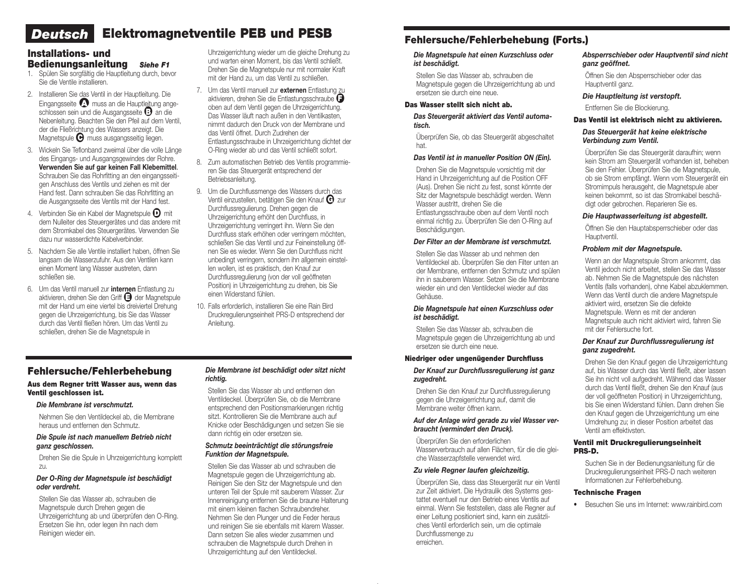# Deutsch Elektromagnetventile PEB und PESB

## Installations- und Bedienungsanleitung *Siehe F1*

1. Spülen Sie sorgfältig die Hauptleitung durch, bevor Sie die Ventile installieren.
2. Installieren Sie das Ventil in der Hauptleitung. Die Eingangsseite **A** muss an die Hauptleitung angeschlossen sein und die Ausgangsseite **B** an die Nebenleitung. Beachten Sie den Pfeil auf dem Ventil, der die Fließrichtung des Wassers anzeigt. Die Magnetspule **C** muss ausgangsseitig liegen.
3. Wickeln Sie Teflonband zweimal über die volle Länge des Eingangs- und Ausgangsgewindes der Rohre. **Verwenden Sie auf gar keinen Fall Klebemittel**. Schrauben Sie das Rohrfitting an den eingangsseitigen Anschluss des Ventils und ziehen es mit der Hand fest. Dann schrauben Sie das Rohrfitting an die Ausgangsseite des Ventils mit der Hand fest.
4. Verbinden Sie ein Kabel der Magnetspule **D** mit dem Nulleiter des Steuergerätes und das andere mit dem Stromkabel des Steuergerätes. Verwenden Sie dazu nur wasserdichte Kabelverbinder.
5. Nachdem Sie alle Ventile installiert haben, öffnen Sie langsam die Wasserzufuhr. Aus den Ventilen kann einen Moment lang Wasser austreten, dann schließen sie.
6. Um das Ventil manuell zur **internen** Entlastung zu aktivieren, drehen Sie den Griff **E** der Magnetspule mit der Hand um eine viertel bis dreiviertel Drehung gegen die Uhrzeigerrichtung, bis Sie das Wasser durch das Ventil fließen hören. Um das Ventil zu schließen, drehen Sie die Magnetspule in Uhrzeigerrichtung wieder um die gleiche Drehung zu und warten einen Moment, bis das Ventil schließt. Drehen Sie die Magnetspule nur mit normaler Kraft mit der Hand zu, um das Ventil zu schließen.
7. Um das Ventil manuell zur **externen** Entlastung zu aktivieren, drehen Sie die Entlastungsschraube **F** oben auf dem Ventil gegen die Uhrzeigerrichtung. Das Wasser läuft nach außen in den Ventilkasten, nimmt dadurch den Druck von der Membrane und das Ventil öffnet. Durch Zudrehen der Entlastungsschraube in Uhrzeigerrichtung dichtet der O-Ring wieder ab und das Ventil schließt sofort.
8. Zum automatischen Betrieb des Ventils programmieren Sie das Steuergerät entsprechend der Betriebsanleitung.
9. Um die Durchflussmenge des Wassers durch das Ventil einzustellen, betätigen Sie den Knauf **G** zur Durchflussregulierung. Drehen gegen die Uhrzeigerrichtung erhöht den Durchfluss, in Uhrzeigerrichtung verringert ihn. Wenn Sie den Durchfluss stark erhöhen oder verringern möchten, schließen Sie das Ventil und zur Feineinstellung öffnen Sie es wieder. Wenn Sie den Durchfluss nicht unbedingt verringern, sondern ihn allgemein einstellen wollen, ist es praktisch, den Knauf zur Durchflussregulierung (von der voll geöffneten Position) in Uhrzeigerrichtung zu drehen, bis Sie einen Widerstand fühlen.
10. Falls erforderlich, installieren Sie eine Rain Bird Druckregulierungseinheit PRS-D entsprechend der Anleitung.

## Fehlersuche/Fehlerbehebung

**Aus dem Regner tritt Wasser aus, wenn das Ventil geschlossen ist.**

***Die Membrane ist verschmutzt.***

Nehmen Sie den Ventildeckel ab, die Membrane heraus und entfernen den Schmutz.

***Die Spule ist nach manuellem Betrieb nicht ganz geschlossen.***

Drehen Sie die Spule in Uhrzeigerrichtung komplett zu.

***Der O-Ring der Magnetspule ist beschädigt oder verdreht.***

Stellen Sie das Wasser ab, schrauben die Magnetspule durch Drehen gegen die Uhrzeigerrichtung ab und überprüfen den O-Ring. Ersetzen Sie ihn, oder legen ihn nach dem Reinigen wieder ein.

***Die Membrane ist beschädigt oder sitzt nicht richtig.***

Stellen Sie das Wasser ab und entfernen den Ventildeckel. Überprüfen Sie, ob die Membrane entsprechend den Positionsmarkierungen richtig sitzt. Kontrollieren Sie die Membrane auch auf Knicke oder Beschädigungen und setzen Sie sie dann richtig ein oder ersetzen sie.

***Schmutz beeinträchtigt die störungsfreie Funktion der Magnetspule.***

Stellen Sie das Wasser ab und schrauben die Magnetspule gegen die Uhrzeigerrichtung ab. Reinigen Sie den Sitz der Magnetspule und den unteren Teil der Spule mit sauberem Wasser. Zur Innenreinigung entfernen Sie die braune Halterung mit einem kleinen flachen Schraubendreher. Nehmen Sie den Plunger und die Feder heraus und reinigen Sie sie ebenfalls mit klarem Wasser. Dann setzen Sie alles wieder zusammen und schrauben die Magnetspule durch Drehen in Uhrzeigerrichtung auf den Ventildeckel.

## Fehlersuche/Fehlerbehebung (Forts.)

***Die Magnetspule hat einen Kurzschluss oder ist beschädigt.***

Stellen Sie das Wasser ab, schrauben die Magnetspule gegen die Uhrzeigerrichtung ab und ersetzen sie durch eine neue.

**Das Wasser stellt sich nicht ab.**

***Das Steuergerät aktiviert das Ventil automatisch.***

Überprüfen Sie, ob das Steuergerät abgeschaltet hat.

***Das Ventil ist in manueller Position ON (Ein).***

Drehen Sie die Magnetspule vorsichtig mit der Hand in Uhrzeigerrichtung auf die Position OFF (Aus). Drehen Sie nicht zu fest, sonst könnte der Sitz der Magnetspule beschädigt werden. Wenn Wasser austritt, drehen Sie die Entlastungsschraube oben auf dem Ventil noch einmal richtig zu. Überprüfen Sie den O-Ring auf Beschädigungen.

***Der Filter an der Membrane ist verschmutzt.***

Stellen Sie das Wasser ab und nehmen den Ventildeckel ab. Überprüfen Sie den Filter unten an der Membrane, entfernen den Schmutz und spülen ihn in sauberem Wasser. Setzen Sie die Membrane wieder ein und den Ventildeckel wieder auf das Gehäuse.

***Die Magnetspule hat einen Kurzschluss oder ist beschädigt.***

Stellen Sie das Wasser ab, schrauben die Magnetspule gegen die Uhrzeigerrichtung ab und ersetzen sie durch eine neue.

**Niedriger oder ungenügender Durchfluss**

***Der Knauf zur Durchflussregulierung ist ganz zugedreht.***

Drehen Sie den Knauf zur Durchflussregulierung gegen die Uhrzeigerrichtung auf, damit die Membrane weiter öffnen kann.

***Auf der Anlage wird gerade zu viel Wasser verbraucht (vermindert den Druck).***

Überprüfen Sie den erforderlichen Wasserverbrauch auf allen Flächen, für die die gleiche Wasserzapfstelle verwendet wird.

***Zu viele Regner laufen gleichzeitig.***

Überprüfen Sie, dass das Steuergerät nur ein Ventil zur Zeit aktiviert. Die Hydraulik des Systems gestattet eventuell nur den Betrieb eines Ventils auf einmal. Wenn Sie feststellen, dass alle Regner auf einer Leitung positioniert sind, kann ein zusätzliches Ventil erforderlich sein, um die optimale Durchflussmenge zu erreichen.

***Absperrschieber oder Hauptventil sind nicht ganz geöffnet.***

Öffnen Sie den Absperrschieber oder das Hauptventil ganz.

***Die Hauptleitung ist verstopft.***

Entfernen Sie die Blockierung.

**Das Ventil ist elektrisch nicht zu aktivieren.**

***Das Steuergerät hat keine elektrische Verbindung zum Ventil.***

Überprüfen Sie das Steuergerät daraufhin; wenn kein Strom am Steuergerät vorhanden ist, beheben Sie den Fehler. Überprüfen Sie die Magnetspule, ob sie Strom empfängt. Wenn vom Steuergerät ein Stromimpuls herausgeht, die Magnetspule aber keinen bekommt, so ist das Stromkabel beschädigt oder gebrochen. Reparieren Sie es.

***Die Hauptwasserleitung ist abgestellt.***

Öffnen Sie den Hauptabsperrschieber oder das Hauptventil.

***Problem mit der Magnetspule.***

Wenn an der Magnetspule Strom ankommt, das Ventil jedoch nicht arbeitet, stellen Sie das Wasser ab. Nehmen Sie die Magnetspule des nächsten Ventils (falls vorhanden), ohne Kabel abzuklemmen. Wenn das Ventil durch die andere Magnetspule aktiviert wird, ersetzen Sie die defekte Magnetspule. Wenn es mit der anderen Magnetspule auch nicht aktiviert wird, fahren Sie mit der Fehlersuche fort.

***Der Knauf zur Durchflussregulierung ist ganz zugedreht.***

Drehen Sie den Knauf gegen die Uhrzeigerrichtung auf, bis Wasser durch das Ventil fließt, aber lassen Sie ihn nicht voll aufgedreht. Während das Wasser durch das Ventil fließt, drehen Sie den Knauf (aus der voll geöffneten Position) in Uhrzeigerrichtung, bis Sie einen Widerstand fühlen. Dann drehen Sie den Knauf gegen die Uhrzeigerrichtung um eine Umdrehung zu; in dieser Position arbeitet das Ventil am effektivsten.

**Ventil mit Druckregulierungseinheit PRS-D.**

Suchen Sie in der Bedienungsanleitung für die Druckregulierungseinheit PRS-D nach weiteren Informationen zur Fehlerbehebung.

**Technische Fragen**

- Besuchen Sie uns im Internet: www.rainbird.com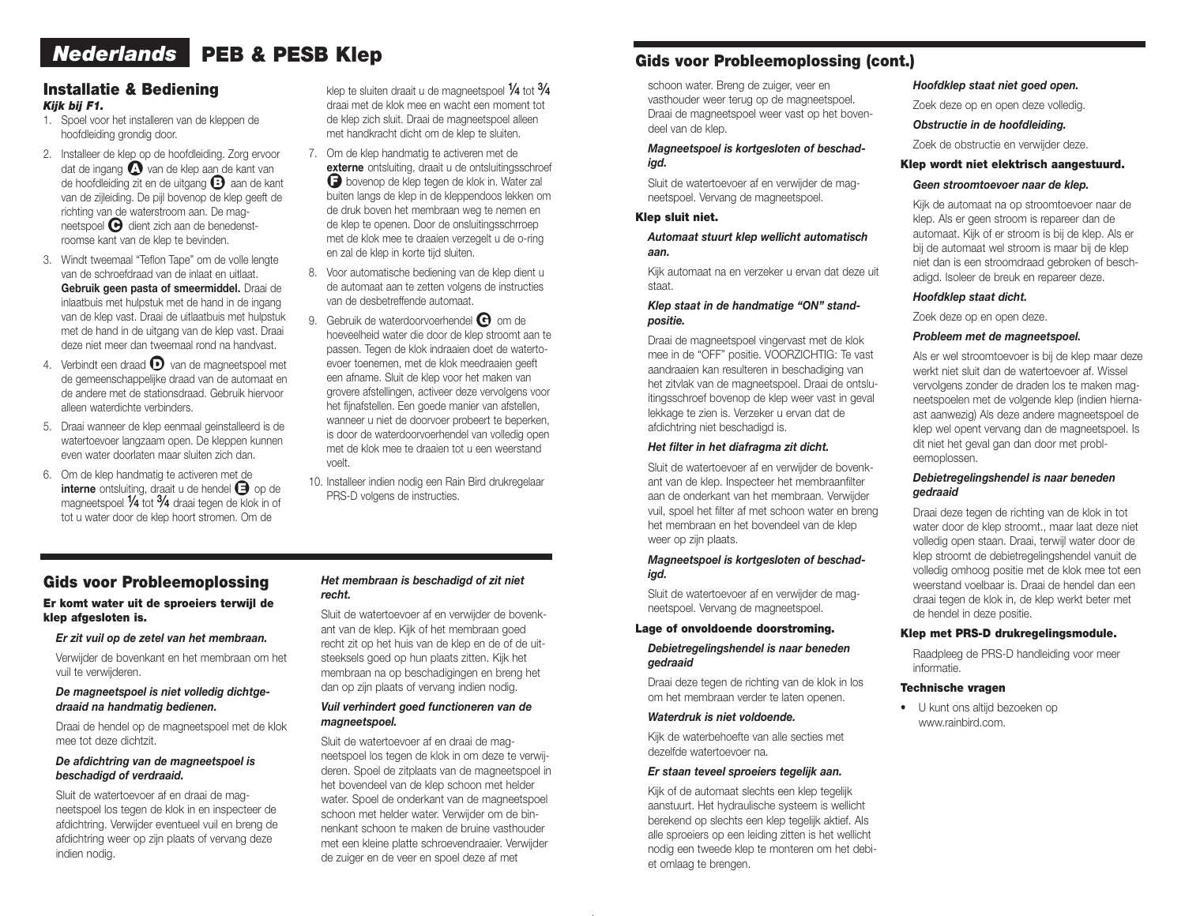# Nederlands PEB & PESB Klep

## Installatie & Bediening

***Kijk bij F1.***

1. Spoel voor het installeren van de kleppen de hoofdleiding grondig door.
2. Installeer de klep op de hoofdleiding. Zorg ervoor dat de ingang **A** van de klep aan de kant van de hoofdleiding zit en de uitgang **B** aan de kant van de zijleiding. De pijl bovenop de klep geeft de richting van de waterstroom aan. De magneetspoel **C** dient zich aan de benedenstroomse kant van de klep te bevinden.
3. Windt tweemaal "Teflon Tape" om de volle lengte van de schroefdraad van de inlaat en uitlaat. **Gebruik geen pasta of smeermiddel.** Draai de inlaatbuis met hulpstuk met de hand in de ingang van de klep vast. Draai de uitlaatbuis met hulpstuk met de hand in de uitgang van de klep vast. Draai deze niet meer dan tweemaal rond na handvast.
4. Verbindt een draad **D** van de magneetspoel met de gemeenschappelijke draad van de automaat en de andere met de stationsdraad. Gebruik hiervoor alleen waterdichte verbinders.
5. Draai wanneer de klep eenmaal geinstalleerd is de watertoevoer langzaam open. De kleppen kunnen even water doorlaten maar sluiten zich dan.
6. Om de klep handmatig te activeren met de **interne** ontsluiting, draait u de hendel **E** op de magneetspoel ¼ tot ¾ draai tegen de klok in of tot u water door de klep hoort stromen. Om de klep te sluiten draait u de magneetspoel ¼ tot ¾ draai met de klok mee en wacht een moment tot de klep zich sluit. Draai de magneetspoel alleen met handkracht dicht om de klep te sluiten.
7. Om de klep handmatig te activeren met de **externe** ontsluiting, draait u de ontsluitingsschroef **F** bovenop de klep tegen de klok in. Water zal buiten langs de klep in de kleppendoos lekken om de druk boven het membraan weg te nemen en de klep te openen. Door de onsluitingsschrroep met de klok mee te draaien verzegelt u de o-ring en zal de klep in korte tijd sluiten.
8. Voor automatische bediening van de klep dient u de automaat aan te zetten volgens de instructies van de desbetreffende automaat.
9. Gebruik de waterdoorvoerhendel **G** om de hoeveelheid water die door de klep stroomt aan te passen. Tegen de klok indraaien doet de watertoevoer toenemen, met de klok meedraaien geeft een afname. Sluit de klep voor het maken van grovere afstellingen, activeer deze vervolgens voor het fijnafstellen. Een goede manier van afstellen, wanneer u niet de doorvoer probeert te beperken, is door de waterdoorvoerhendel van volledig open met de klok mee te draaien tot u een weerstand voelt.
10. Installeer indien nodig een Rain Bird drukregelaar PRS-D volgens de instructies.

## Gids voor Probleemoplossing

#### Er komt water uit de sproeiers terwijl de klep afgesloten is.

***Er zit vuil op de zetel van het membraan.***

Verwijder de bovenkant en het membraan om het vuil te verwijderen.

***De magneetspoel is niet volledig dichtgedraaid na handmatig bedienen.***

Draai de hendel op de magneetspoel met de klok mee tot deze dichtzit.

***De afdichtring van de magneetspoel is beschadigd of verdraaid.***

Sluit de watertoevoer af en draai de magneetspoel los tegen de klok in en inspecteer de afdichtring. Verwijder eventueel vuil en breng de afdichtring weer op zijn plaats of vervang deze indien nodig.

***Het membraan is beschadigd of zit niet recht.***

Sluit de watertoevoer af en verwijder de bovenkant van de klep. Kijk of het membraan goed recht zit op het huis van de klep en de of de uitsteeksels goed op hun plaats zitten. Kijk het membraan na op beschadigingen en breng het dan op zijn plaats of vervang indien nodig.

***Vuil verhindert goed functioneren van de magneetspoel.***

Sluit de watertoevoer af en draai de magneetspoel los tegen de klok in om deze te verwijderen. Spoel de zitplaats van de magneetspoel in het bovendeel van de klep schoon met helder water. Spoel de onderkant van de magneetspoel schoon met helder water. Verwijder om de binnenkant schoon te maken de bruine vasthouder met een kleine platte schroevendraaier. Verwijder de zuiger en de veer en spoel deze af met schoon water. Breng de zuiger, veer en vasthouder weer terug op de magneetspoel. Draai de magneetspoel weer vast op het bovendeel van de klep.

***Magneetspoel is kortgesloten of beschadigd.***

Sluit de watertoevoer af en verwijder de magneetspoel. Vervang de magneetspoel.

#### Klep sluit niet.

***Automaat stuurt klep wellicht automatisch aan.***

Kijk automaat na en verzeker u ervan dat deze uit staat.

***Klep staat in de handmatige "ON" standpositie.***

Draai de magneetspoel vingervast met de klok mee in de "OFF" positie. VOORZICHTIG: Te vast aandraaien kan resulteren in beschadiging van het zitvlak van de magneetspoel. Draai de ontsluitingsschroef bovenop de klep weer vast in geval lekkage te zien is. Verzeker u ervan dat de afdichtring niet beschadigd is.

***Het filter in het diafragma zit dicht.***

Sluit de watertoevoer af en verwijder de bovenkant van de klep. Inspecteer het membraanfilter aan de onderkant van het membraan. Verwijder vuil, spoel het filter af met schoon water en breng het membraan en het bovendeel van de klep weer op zijn plaats.

***Magneetspoel is kortgesloten of beschadigd.***

Sluit de watertoevoer af en verwijder de magneetspoel. Vervang de magneetspoel.

#### Lage of onvoldoende doorstroming.

***Debietregelingshendel is naar beneden gedraaid***

Draai deze tegen de richting van de klok in los om het membraan verder te laten openen.

***Waterdruk is niet voldoende.***

Kijk de waterbehoefte van alle secties met dezelfde watertoevoer na.

***Er staan teveel sproeiers tegelijk aan.***

Kijk of de automaat slechts een klep tegelijk aanstuurt. Het hydraulische systeem is wellicht berekend op slechts een klep tegelijk aktief. Als alle sproeiers op een leiding zitten is het wellicht nodig een tweede klep te monteren om het debiet omlaag te brengen.

***Hoofdklep staat niet goed open.***

Zoek deze op en open deze volledig.

***Obstructie in de hoofdleiding.***

Zoek de obstructie en verwijder deze.

#### Klep wordt niet elektrisch aangestuurd.

***Geen stroomtoevoer naar de klep.***

Kijk de automaat na op stroomtoevoer naar de klep. Als er geen stroom is repareer dan de automaat. Kijk of er stroom is bij de klep. Als er bij de automaat wel stroom is maar bij de klep niet dan is een stroomdraad gebroken of beschadigd. Isoleer de breuk en repareer deze.

***Hoofdklep staat dicht.***

Zoek deze op en open deze.

***Probleem met de magneetspoel.***

Als er wel stroomtoevoer is bij de klep maar deze werkt niet sluit dan de watertoevoer af. Wissel vervolgens zonder de draden los te maken magneetspoelen met de volgende klep (indien hiernaast aanwezig) Als deze andere magneetspoel de klep wel opent vervang dan de magneetspoel. Is dit niet het geval gan dan door met problemoplossen.

***Debietregelingshendel is naar beneden gedraaid***

Draai deze tegen de richting van de klok in tot water door de klep stroomt., maar laat deze niet volledig open staan. Draai, terwijl water door de klep stroomt de debietregelingshendel vanuit de volledig omhoog positie met de klok mee tot een weerstand voelbaar is. Draai de hendel dan een draai tegen de klok in, de klep werkt beter met de hendel in deze positie.

#### Klep met PRS-D drukregelingsmodule.

Raadpleeg de PRS-D handleiding voor meer informatie.

#### Technische vragen

- U kunt ons altijd bezoeken op www.rainbird.com.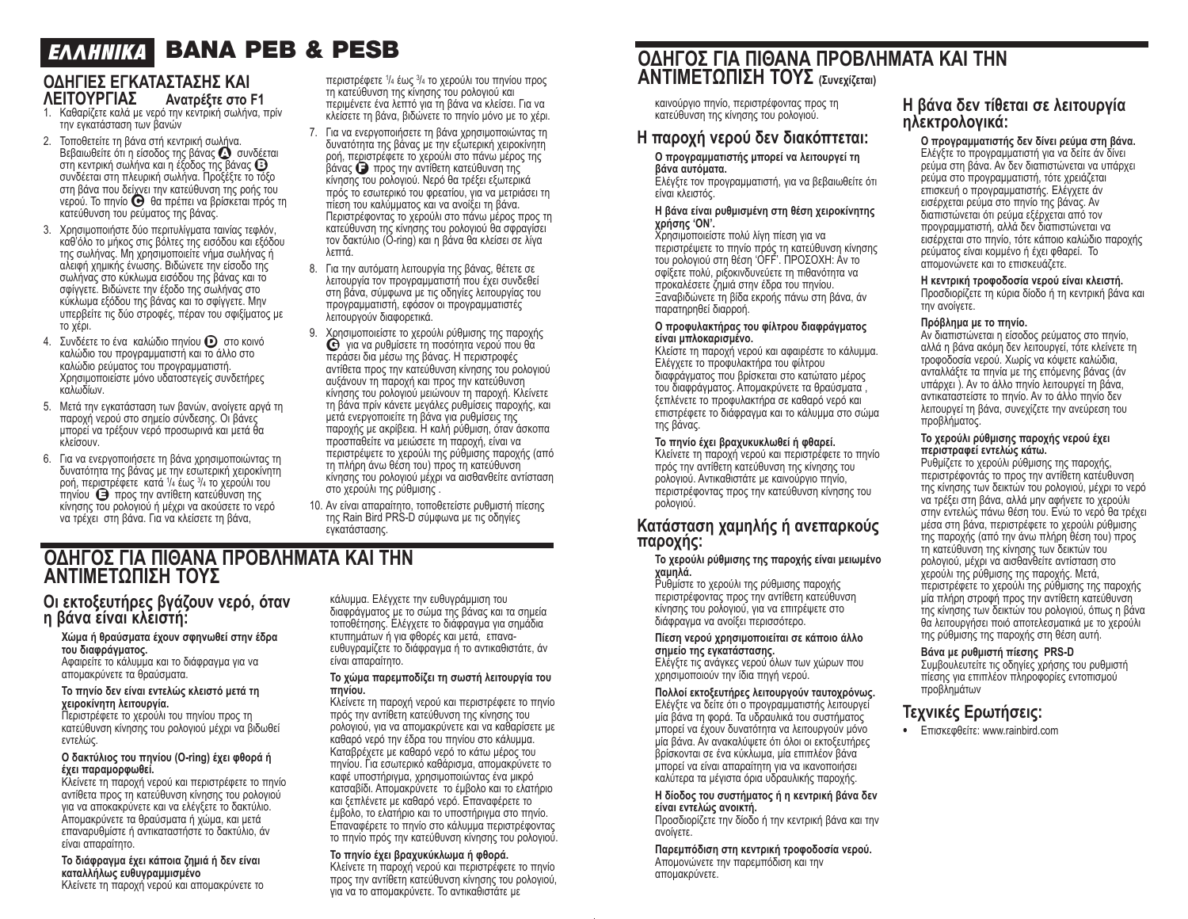# ΕΛΛΗΝΙΚΑ BANA PEB & PESB

## ΟΔΗΓΙΕΣ ΕΓΚΑΤΑΣΤΑΣΗΣ ΚΑΙ ΛΕΙΤΟΥΡΓΙΑΣ Ανατρέξτε στο F1

1. Καθαρίζετε καλά με νερό την κεντρική σωλήνα, πρίν την εγκατάσταση των βανών
2. Τοποθετείτε τη βάνα στή κεντρική σωλήνα. Βεβαιωθείτε ότι η είσοδος της βάνας Ⓐ συνδέεται στη κεντρική σωλήνα και η έξοδος της βάνας Ⓑ συνδέεται στη πλευρική σωλήνα. Προξέξτε το τόξο στη βάνα που δείχνει την κατεύθυνση της ροής του νερού. Το πηνίο Ⓒ θα πρέπει να βρίσκεται πρός τη κατεύθυνση του ρεύματος της βάνας.
3. Χρησιμοποιήστε δύο περιτυλίγματα ταινίας τεφλόν, καθ'όλο το μήκος στις βόλτες της εισόδου και εξόδου της σωλήνας. Μη χρησιμοποιείτε νήμα σωλήνας ή αλειφή χημικής ένωσης. Βιδώνετε την είσοδο της σωλήνας στο κύκλωμα εισόδου της βάνας και το σφίγγετε. Βιδώνετε την έξοδο της σωλήνας στο κύκλωμα εξόδου της βάνας και το σφίγγετε. Μην υπερβείτε τις δύο στροφές, πέραν του σφιξίματος με το χέρι.
4. Συνδέετε το ένα καλώδιο πηνίου Ⓓ στο κοινό καλώδιο του προγραμματιστή και το άλλο στο καλώδιο ρεύματος του προγραμματιστή. Χρησιμοποιείτε μόνο υδατοστεγείς συνδετήρες καλωδίων.
5. Μετά την εγκατάσταση των βανών, ανοίγετε αργά τη παροχή νερού στο σημείο σύνδεσης. Οι βάνες μπορεί να τρέξουν νερό προσωρινά και μετά θα κλείσουν.
6. Για να ενεργοποιήσετε τη βάνα χρησιμοποιώντας τη δυνατότητα της βάνας με την εξωτερική χειροκίνητη ροή, περιστρέφετε κατά 1/4 έως 3/4 το χερούλι του πηνίου Ⓔ προς την αντίθετη κατεύθυνση της κίνησης του ρολογιού ή μέχρι να ακούσετε το νερό να τρέχει στη βάνα. Για να κλείσετε τη βάνα, περιστρέφετε 1/4 έως 3/4 το χερούλι του πηνίου προς τη κατεύθυνση της κίνησης του ρολογιού και περιμένετε ένα λεπτό για τη βάνα να κλείσει. Για να κλείσετε τη βάνα, βιδώνετε το πηνίο μόνο με το χέρι.
7. Για να ενεργοποιήσετε τη βάνα χρησιμοποιώντας τη δυνατότητα της βάνας με την εξωτερική χειροκίνητη ροή, περιστρέφετε το χερούλι στο πάνω μέρος της βάνας Ⓕ προς την αντίθετη κατεύθυνση της κίνησης του ρολογιού. Νερό θα τρέχει εξωτερικά πρός το εσωτερικό του φρεατίου, για να μετριάσει τη πίεση του καλύμματος και να ανοίξει τη βάνα. Περιστρέφοντας το χερούλι στο πάνω μέρος προς τη κατεύθυνση της κίνησης του ρολογιού θα σφραγίσει τον δακτύλιο (O-ring) και η βάνα θα κλείσει σε λίγα λεπτά.
8. Για την αυτόματη λειτουργία της βάνας, θέτετε σε λειτουργία τον προγραμματιστή που έχει συνδεθεί στη βάνα, σύμφωνα με τις οδηγίες λειτουργίας του προγραμματιστή, εφόσον οι προγραμματιστές λειτουργούν διαφορετικά.
9. Χρησιμοποιείτε το χερούλι ρύθμισης της παροχής Ⓖ για να ρυθμίσετε τη ποσότητα νερού που θα περάσει δια μέσω της βάνας. Η περιστροφή αντίθετα προς την κατεύθυνση κίνησης του ρολογιού αυξάνουν τη παροχή και προς την κατεύθυνση κίνησης του ρολογιού μειώνουν τη παροχή. Κλείνετε τη βάνα πρίν κάνετε μεγάλες ρυθμίσεις παροχής, και μετά ενεργοποιείτε τη βάνα για ρυθμίσεις της παροχής με ακρίβεια. Η καλή ρύθμιση, όταν άσκοπα προσπαθείτε να μειώσετε τη παροχή, είναι να περιστρέψετε το χερούλι της ρύθμισης παροχής (από τη πλήρη άνω θέση του) προς τη κατεύθυνση κίνησης του ρολογιού μέχρι να αισθανθείτε αντίσταση στο χερούλι της ρύθμισης .
10. Αν είναι απαραίτητο, τοποθετείστε ρυθμιστή πίεσης της Rain Bird PRS-D σύμφωνα με τις οδηγίες εγκατάστασης.

## ΟΔΗΓΟΣ ΓΙΑ ΠΙΘΑΝΑ ΠΡΟΒΛΗΜΑΤΑ ΚΑΙ ΤΗΝ ΑΝΤΙΜΕΤΩΠΙΣΗ ΤΟΥΣ

### Οι εκτοξευτήρες βγάζουν νερό, όταν η βάνα είναι κλειστή:

**Χώμα ή θραύσματα έχουν σφηνωθεί στην έδρα του διαφράγματος.**
Αφαιρείτε το κάλυμμα και το διάφραγμα για να απομακρύνετε τα θραύσματα.

**Το πηνίο δεν είναι εντελώς κλειστό μετά τη χειροκίνητη λειτουργία.**
Περιστρέφετε το χερούλι του πηνίου προς τη κατεύθυνση κίνησης του ρολογιού μέχρι να βιδωθεί εντελώς.

**Ο δακτύλιος του πηνίου (O-ring) έχει φθορά ή έχει παραμορφωθεί.**
Κλείνετε τη παροχή νερού και περιστρέφετε το πηνίο αντίθετα προς την κατεύθυνση κίνησης του ρολογιού για να αποκαλύψετε και να ελέγξετε το δακτύλιο. Απομακρύνετε τα θραύσματα ή χώμα, και μετά επαναρυθμίστε ή αντικαταστήστε το δακτύλιο, άν είναι απαραίτητο.

**Το διάφραγμα έχει κάποια ζημιά ή δεν είναι καταλλήλως ευθυγραμμισμένο**
Κλείνετε τη παροχή νερού και απομακρύνετε το κάλυμμα. Ελέγχετε την ευθυγράμμιση του διαφράγματος με το σώμα της βάνας και τα σημεία τοποθέτησης. Ελέγχετε το διάφραγμα για σημάδια κτυπημάτων ή για φθορές και μετά, επαναευθυγραμίζετε το διάφραγμα ή το αντικαθιστάτε, άν είναι απαραίτητο.

**Το χώμα παρεμποδίζει τη σωστή λειτουργία του πηνίου.**
Κλείνετε τη παροχή νερού και περιστρέφετε το πηνίο πρός την αντίθετη κατεύθυνση της κίνησης του ρολογιού, για να απομακρύνετε και να καθαρίσετε με καθαρό νερό την έδρα του πηνίου στο κάλυμμα. Καταβρέχετε με καθαρό νερό το κάτω μέρος του πηνίου. Για εσωτερικό καθάρισμα, απομακρύνετε το καφέ υποστήριγμα, χρησιμοποιώντας ένα μικρό κατσαβίδι. Απομακρύνετε το έμβολο και το ελατήριο και ξεπλένετε με καθαρό νερό. Επαναφέρετε το έμβολο, το ελατήριο και το υποστήριγμα στο πηνίο. Επαναφέρετε το πηνίο στο κάλυμμα περιστρέφοντας το πηνίο πρός την κατεύθυνση κίνησης του ρολογιού.

**Το πηνίο έχει βραχυκύκλωμα ή φθορά.**
Κλείνετε τη παροχή νερού και περιστρέφετε το πηνίο προς την αντίθετη κατεύθυνση κίνησης του ρολογιού, για να το απομακρύνετε. Το αντικαθιστάτε με καινούργιο πηνίο, περιστρέφοντας προς τη κατεύθυνση της κίνησης του ρολογιού.

## ΟΔΗΓΟΣ ΓΙΑ ΠΙΘΑΝΑ ΠΡΟΒΛΗΜΑΤΑ ΚΑΙ ΤΗΝ ΑΝΤΙΜΕΤΩΠΙΣΗ ΤΟΥΣ (Συνεχίζεται)

### Η παροχή νερού δεν διακόπτεται:

**Ο προγραμματιστής μπορεί να λειτουργεί τη βάνα αυτόματα.**
Ελέγχτε τον προγραμματιστή, για να βεβαιωθείτε ότι είναι κλειστός.

**Η βάνα είναι ρυθμισμένη στη θέση χειροκίνητης χρήσης 'ON'.**
Χρησιμοποιείστε πολύ λίγη πίεση για να περιστρέψετε το πηνίο πρός τη κατεύθυνση κίνησης του ρολογιού στη θέση 'OFF'. ΠΡΟΣΟΧΗ: Αν το σφίξετε πολύ, ριζοκινδυνεύετε τη πιθανότητα να προκαλέσετε ζημιά στην έδρα του πηνίου. Ξαναβιδώνετε τη βίδα εκροής πάνω στη βάνα, άν παρατηρηθεί διαρροή.

**Ο προφυλακτήρας του φίλτρου διαφράγματος είναι μπλοκαρισμένο.**
Κλείστε τη παροχή νερού και αφαιρέστε το κάλυμμα. Ελέγχετε το προφυλακτήρα του φίλτρου διαφράγματος που βρίσκεται στο κατώτατο μέρος του διαφράγματος. Απομακρύνετε τα θραύσματα , ξεπλένετε το προφυλακτήρα σε καθαρό νερό και επιστρέφετε το διάφραγμα και το κάλυμμα στο σώμα της βάνας.

**Το πηνίο έχει βραχυκυκλωθεί ή φθαρεί.**
Κλείνετε τη παροχή νερού και περιστρέφετε το πηνίο πρός την αντίθετη κατεύθυνση της κίνησης του ρολογιού. Αντικαθιστάτε με καινούργιο πηνίο, περιστρέφοντας προς την κατεύθυνση κίνησης του ρολογιού.

### Κατάσταση χαμηλής ή ανεπαρκούς παροχής:

**Το χερούλι ρύθμισης της παροχής είναι μειωμένο χαμηλά.**
Ρυθμίστε το χερούλι της ρύθμισης παροχής περιστρέφοντας προς την αντίθετη κατεύθυνση κίνησης του ρολογιού, για να επιτρέψετε στο διάφραγμα να ανοίξει περισσότερο.

**Πίεση νερού χρησιμοποιείται σε κάποιο άλλο σημείο της εγκατάστασης.**
Ελέγξτε τις ανάγκες νερού όλων των χώρων που χρησιμοποιούν την ίδια πηγή νερού.

**Πολλοί εκτοξευτήρες λειτουργούν ταυτοχρόνως.**
Ελέγχετε να δείτε ότι ο προγραμματιστής λειτουργεί μία βάνα τη φορά. Τα υδραυλικά του συστήματος μπορεί να έχουν δυνατότητα να λειτουργούν μόνο μία βάνα. Αν ανακαλύψετε ότι όλοι οι εκτοξευτήρες βρίσκονται σε ένα κύκλωμα, μία επιπλέον βάνα μπορεί να είναι απαραίτητη για να ικανοποιήσει καλύτερα τα μέγιστα όρια υδραυλικής παροχής.

**Η δίοδος του συστήματος ή η κεντρική βάνα δεν είναι εντελώς ανοικτή.**
Προσδιορίζετε την δίοδο ή την κεντρική βάνα και την ανοίγετε.

**Παρεμπόδιση στη κεντρική τροφοδοσία νερού.**
Απομονώνετε την παρεμπόδιση και την απομακρύνετε.

### Η βάνα δεν τίθεται σε λειτουργία ηλεκτρολογικά:

**Ο προγραμματιστής δεν δίνει ρεύμα στη βάνα.**
Ελέγξτε το προγραμματιστή για να δείτε άν δίνει ρεύμα στη βάνα. Αν δεν διαπιστώνεται να υπάρχει ρεύμα στο προγραμματιστή, τότε χρειάζεται επισκευή ο προγραμματιστής. Ελέγχετε άν εισέρχεται ρεύμα στο πηνίο της βάνας. Αν διαπιστώνεται ότι ρεύμα εξέρχεται από τον προγραμματιστή, αλλά δεν διαπιστώνεται να εισέρχεται στο πηνίο, τότε κάποιο καλώδιο παροχής ρεύματος είναι κομμένο ή έχει φθαρεί. Το απομονώνετε και το επισκευάζετε.

**Η κεντρική τροφοδοσία νερού είναι κλειστή.**
Προσδιορίζετε τη κύρια δίοδο ή τη κεντρική βάνα και την ανοίγετε.

**Πρόβλημα με το πηνίο.**
Αν διαπιστώνεται η είσοδος ρεύματος στο πηνίο, αλλά η βάνα ακόμη δεν λειτουργεί, τότε κλείνετε τη τροφοδοσία νερού. Χωρίς να κόψετε καλώδια, ανταλλάξτε τα πηνία με της επόμενης βάνας (άν υπάρχει ). Αν το άλλο πηνίο λειτουργεί τη βάνα, αντικαταστείστε το πηνίο. Αν το άλλο πηνίο δεν λειτουργεί τη βάνα, συνεχίζετε την ανεύρεση του προβλήματος.

**Το χερούλι ρύθμισης παροχής νερού έχει περιστραφεί εντελώς κάτω.**
Ρυθμίζετε το χερούλι ρύθμισης της παροχής, περιστρέφοντάς το προς την αντίθετη κατεύθυνση της κίνησης των δεικτών του ρολογιού, μέχρι το νερό να τρέξει στη βάνα, αλλά μην αφήνετε το χερούλι στην εντελώς πάνω θέση του. Ενώ το νερό θα τρέχει μέσα στη βάνα, περιστρέφετε το χερούλι ρύθμισης της παροχής (από την άνω πλήρη θέση του) προς τη κατεύθυνση της κίνησης των δεικτών του ρολογιού, μέχρι να αισθανθείτε αντίσταση στο χερούλι της ρύθμισης της παροχής. Μετά, περιστρέφετε το χερούλι της ρύθμισης της παροχής μία πλήρη στροφή προς την αντίθετη κατεύθυνση της κίνησης των δεικτών του ρολογιού, όπως η βάνα θα λειτουργήσει ποιό αποτελεσματικά με το χερούλι της ρύθμισης της παροχής στη θέση αυτή.

**Βάνα με ρυθμιστή πίεσης PRS-D**
Συμβουλευτείτε τις οδηγίες χρήσης του ρυθμιστή πίεσης για επιπλέον πληροφορίες εντοπισμού προβλημάτων

## Τεχνικές Ερωτήσεις:

- Επισκεφθείτε: www.rainbird.com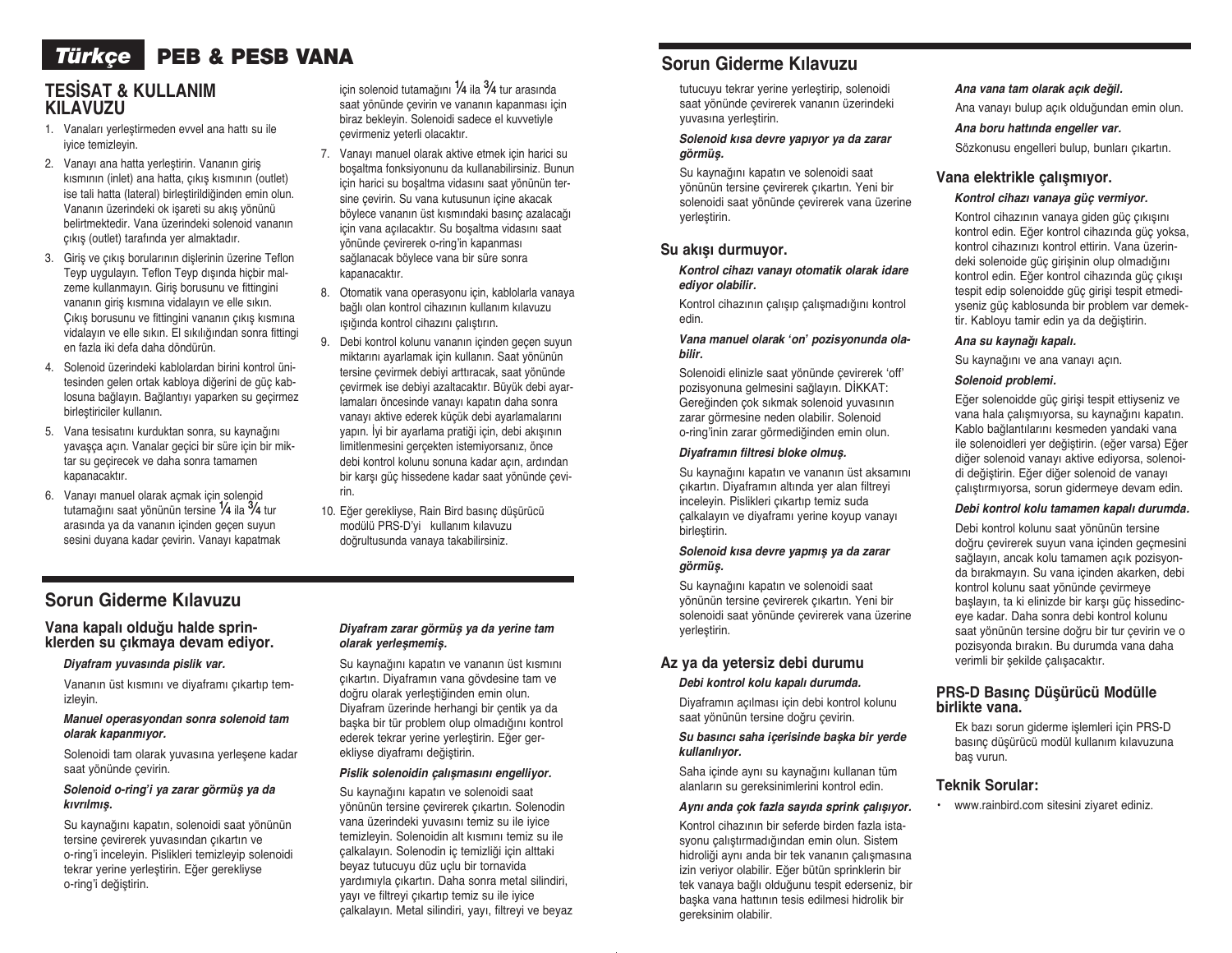# Türkçe PEB & PESB VANA

## TESİSAT & KULLANIM KILAVUZU

1. Vanaları yerleştirmeden evvel ana hattı su ile iyice temizleyin.
2. Vanayı ana hatta yerleştirin. Vananın giriş kısmının (inlet) ana hatta, çıkış kısmının (outlet) ise tali hatta (lateral) birleştirildiğinden emin olun. Vananın üzerindeki ok işareti su akış yönünü belirtmektedir. Vana üzerindeki solenoid vananın çıkış (outlet) tarafında yer almaktadır.
3. Giriş ve çıkış borularının dişlerinin üzerine Teflon Teyp uygulayın. Teflon Teyp dışında hiçbir malzeme kullanmayın. Giriş borusunu ve fittingini vananın giriş kısmına vidalayın ve elle sıkın. Çıkış borusunu ve fittingini vananın çıkış kısmına vidalayın ve elle sıkın. El sıkılığından sonra fittingi en fazla iki defa daha döndürün.
4. Solenoid üzerindeki kablolardan birini kontrol ünitesinden gelen ortak kabloya diğerini de güç kablosuna bağlayın. Bağlantıyı yaparken su geçirmez birleştiriciler kullanın.
5. Vana tesisatını kurduktan sonra, su kaynağını yavaşça açın. Vanalar geçici bir süre için bir miktar su geçirecek ve daha sonra tamamen kapanacaktır.
6. Vanayı manuel olarak açmak için solenoid tutamağını saat yönünün tersine ¼ ila ¾ tur arasında ya da vananın içinden geçen suyun sesini duyana kadar çevirin. Vanayı kapatmak için solenoid tutamağını ¼ ila ¾ tur arasında saat yönünde çevirin ve vananın kapanması için biraz bekleyin. Solenoidi sadece el kuvvetiyle çevirmeniz yeterli olacaktır.
7. Vanayı manuel olarak aktive etmek için harici su boşaltma fonksiyonunu da kullanabilirsiniz. Bunun için harici su boşaltma vidasını saat yönünün tersine çevirin. Su vana kutusunun içine akacak böylece vananın üst kısmındaki basınç azalacağı için vana açılacaktır. Su boşaltma vidasını saat yönünde çevirerek o-ring'in kapanması sağlanacak böylece vana bir süre sonra kapanacaktır.
8. Otomatik vana operasyonu için, kablolarla vanaya bağlı olan kontrol cihazının kullanım kılavuzu ışığında kontrol cihazını çalıştırın.
9. Debi kontrol kolunu vananın içinden geçen suyun miktarını ayarlamak için kullanın. Saat yönünün tersine çevirmek debiyi arttıracak, saat yönünde çevirmek ise debiyi azaltacaktır. Büyük debi ayarlamaları öncesinde vanayı kapatın daha sonra vanayı aktive ederek küçük debi ayarlamalarını yapın. İyi bir ayarlama pratiği için, debi akışının limitlenmesini gerçekten istemiyorsanız, önce debi kontrol kolunu sonuna kadar açın, ardından bir karşı güç hissedene kadar saat yönünde çevirin.
10. Eğer gerekliyse, Rain Bird basınç düşürücü modülü PRS-D'yi kullanım kılavuzu doğrultusunda vanaya takabilirsiniz.

## Sorun Giderme Kılavuzu

### Vana kapalı olduğu halde sprinklerden su çıkmaya devam ediyor.

***Diyafram yuvasında pislik var.***

Vananın üst kısmını ve diyaframı çıkartıp temizleyin.

***Manuel operasyondan sonra solenoid tam olarak kapanmıyor.***

Solenoidi tam olarak yuvasına yerleşene kadar saat yönünde çevirin.

***Solenoid o-ring'i ya zarar görmüş ya da kıvrılmış.***

Su kaynağını kapatın, solenoidi saat yönünün tersine çevirerek yuvasından çıkartın ve o-ring'i inceleyin. Pislikleri temizleyip solenoidi tekrar yerine yerleştirin. Eğer gerekliyse o-ring'i değiştirin.

***Diyafram zarar görmüş ya da yerine tam olarak yerleşmemiş.***

Su kaynağını kapatın ve vananın üst kısmını çıkartın. Diyaframın vana gövdesine tam ve doğru olarak yerleştiğinden emin olun. Diyafram üzerinde herhangi bir çentik ya da başka bir tür problem olup olmadığını kontrol ederek tekrar yerine yerleştirin. Eğer gerekliyse diyaframı değiştirin.

***Pislik solenoidin çalışmasını engelliyor.***

Su kaynağını kapatın ve solenoidi saat yönünün tersine çevirerek çıkartın. Solenodin vana üzerindeki yuvasını temiz su ile iyice temizleyin. Solenoidin alt kısmını temiz su ile çalkalayın. Solenodin iç temizliği için alttaki beyaz tutucuyu düz uçlu bir tornavida yardımıyla çıkartın. Daha sonra metal silindiri, yayı ve filtreyi çıkartıp temiz su ile iyice çalkalayın. Metal silindiri, yayı, filtreyi ve beyaz tutucuyu tekrar yerine yerleştirip, solenoidi saat yönünde çevirerek vananın üzerindeki yuvasına yerleştirin.

***Solenoid kısa devre yapıyor ya da zarar görmüş.***

Su kaynağını kapatın ve solenoidi saat yönünün tersine çevirerek çıkartın. Yeni bir solenoidi saat yönünde çevirerek vana üzerine yerleştirin.

### Su akışı durmuyor.

***Kontrol cihazı vanayı otomatik olarak idare ediyor olabilir.***

Kontrol cihazının çalışıp çalışmadığını kontrol edin.

***Vana manuel olarak 'on' pozisyonunda olabilir.***

Solenoidi elinizle saat yönünde çevirerek 'off' pozisyonuna gelmesini sağlayın. DİKKAT: Gereğinden çok sıkmak solenoid yuvasının zarar görmesine neden olabilir. Solenoid o-ring'inin zarar görmediğinden emin olun.

***Diyaframın filtresi bloke olmuş.***

Su kaynağını kapatın ve vananın üst aksamını çıkartın. Diyaframın altında yer alan filtreyi inceleyin. Pislikleri çıkartıp temiz suda çalkalayın ve diyaframı yerine koyup vanayı birleştirin.

***Solenoid kısa devre yapmış ya da zarar görmüş.***

Su kaynağını kapatın ve solenoidi saat yönünün tersine çevirerek çıkartın. Yeni bir solenoidi saat yönünde çevirerek vana üzerine yerleştirin.

### Az ya da yetersiz debi durumu

***Debi kontrol kolu kapalı durumda.***

Diyaframın açılması için debi kontrol kolunu saat yönünün tersine doğru çevirin.

***Su basıncı saha içerisinde başka bir yerde kullanılıyor.***

Saha içinde aynı su kaynağını kullanan tüm alanların su gereksinimlerini kontrol edin.

***Aynı anda çok fazla sayıda sprink çalışıyor.***

Kontrol cihazının bir seferde birden fazla istasyonu çalıştırmadığından emin olun. Sistem hidroliği aynı anda bir tek vananın çalışmasına izin veriyor olabilir. Eğer bütün sprinklerin bir tek vanaya bağlı olduğunu tespit ederseniz, bir başka vana hattının tesis edilmesi hidrolik bir gereksinim olabilir.

***Ana vana tam olarak açık değil.***

Ana vanayı bulup açık olduğundan emin olun.

***Ana boru hattında engeller var.***

Sözkonusu engelleri bulup, bunları çıkartın.

### Vana elektrikle çalışmıyor.

***Kontrol cihazı vanaya güç vermiyor.***

Kontrol cihazının vanaya giden güç çıkışını kontrol edin. Eğer kontrol cihazında güç yoksa, kontrol cihazınızı kontrol ettirin. Vana üzerindeki solenoide güç girişinin olup olmadığını kontrol edin. Eğer kontrol cihazında güç çıkışı tespit edip solenoidde güç girişi tespit etmediyseniz güç kablosunda bir problem var demektir. Kabloyu tamir edin ya da değiştirin.

***Ana su kaynağı kapalı.***

Su kaynağını ve ana vanayı açın.

***Solenoid problemi.***

Eğer solenoidde güç girişi tespit ettiyseniz ve vana hala çalışmıyorsa, su kaynağını kapatın. Kablo bağlantılarını kesmeden yandaki vana ile solenoidleri yer değiştirin. (eğer varsa) Eğer diğer solenoid vanayı aktive ediyorsa, solenoidi değiştirin. Eğer diğer solenoid de vanayı çalıştırmıyorsa, sorun gidermeye devam edin.

***Debi kontrol kolu tamamen kapalı durumda.***

Debi kontrol kolunu saat yönünün tersine doğru çevirerek suyun vana içinden geçmesini sağlayın, ancak kolu tamamen açık pozisyonda bırakmayın. Su vana içinden akarken, debi kontrol kolunu saat yönünde çevirmeye başlayın, ta ki elinizde bir karşı güç hissedinceye kadar. Daha sonra debi kontrol kolunu saat yönünün tersine doğru bir tur çevirin ve o pozisyonda bırakın. Bu durumda vana daha verimli bir şekilde çalışacaktır.

### PRS-D Basınç Düşürücü Modülle birlikte vana.

Ek bazı sorun giderme işlemleri için PRS-D basınç düşürücü modül kullanım kılavuzuna baş vurun.

### Teknik Sorular:

- www.rainbird.com sitesini ziyaret ediniz.